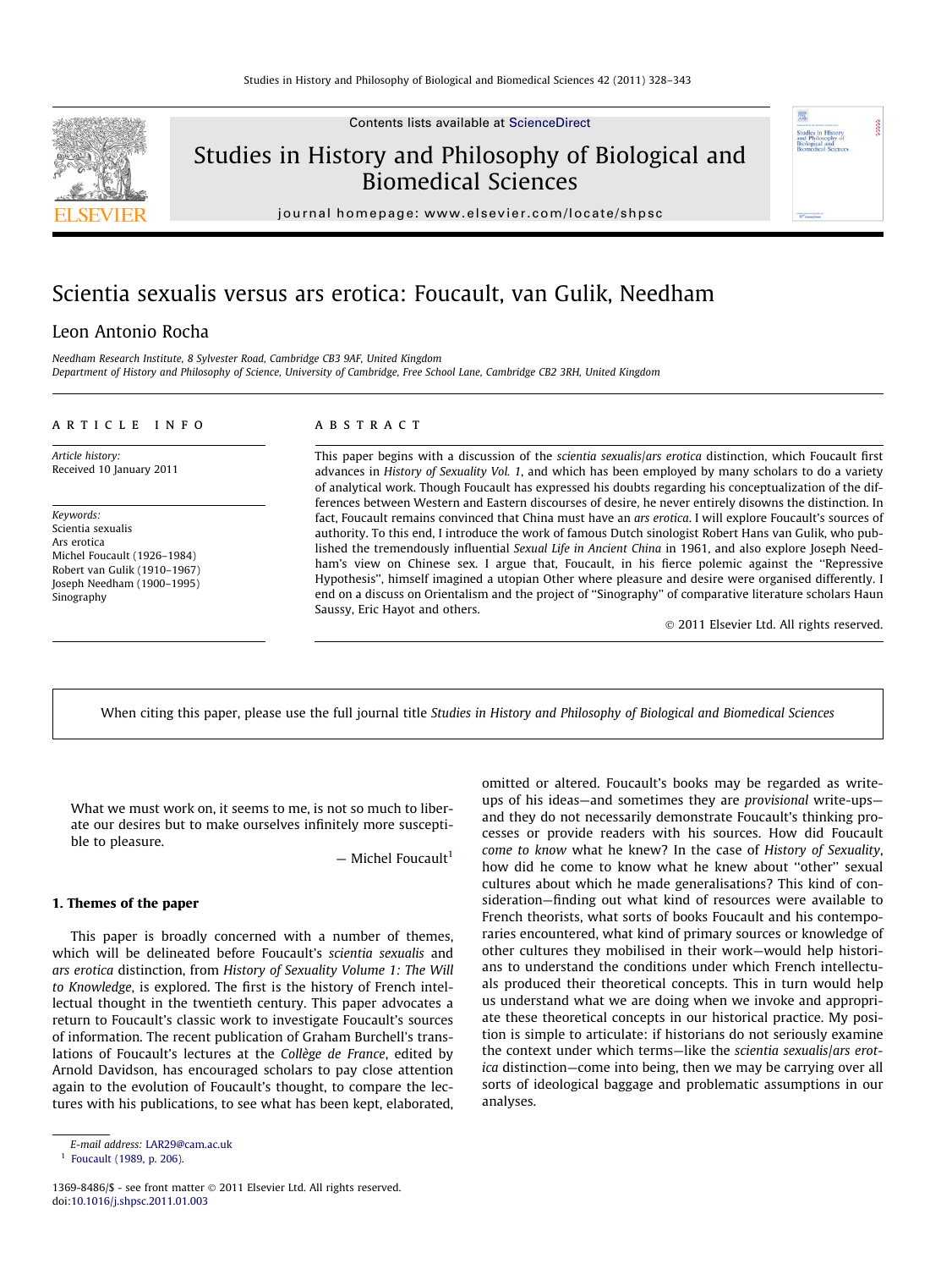# Scientia sexualis versus ars erotica: Foucault, van Gulik, Needham

Leon Antonio Rocha

*Needham Research Institute, 8 Sylvester Road, Cambridge CB3 9AF, United Kingdom*
*Department of History and Philosophy of Science, University of Cambridge, Free School Lane, Cambridge CB2 3RH, United Kingdom*

## ARTICLE INFO

*Article history:*
Received 10 January 2011

*Keywords:*
Scientia sexualis
Ars erotica
Michel Foucault (1926–1984)
Robert van Gulik (1910–1967)
Joseph Needham (1900–1995)
Sinography

## ABSTRACT

This paper begins with a discussion of the *scientia sexualis/ars erotica* distinction, which Foucault first advances in *History of Sexuality Vol. 1*, and which has been employed by many scholars to do a variety of analytical work. Though Foucault has expressed his doubts regarding his conceptualization of the differences between Western and Eastern discourses of desire, he never entirely disowns the distinction. In fact, Foucault remains convinced that China must have an *ars erotica*. I will explore Foucault's sources of authority. To this end, I introduce the work of famous Dutch sinologist Robert Hans van Gulik, who published the tremendously influential *Sexual Life in Ancient China* in 1961, and also explore Joseph Needham's view on Chinese sex. I argue that, Foucault, in his fierce polemic against the ''Repressive Hypothesis'', himself imagined a utopian Other where pleasure and desire were organised differently. I end on a discuss on Orientalism and the project of ''Sinography'' of comparative literature scholars Haun Saussy, Eric Hayot and others.

© 2011 Elsevier Ltd. All rights reserved.

When citing this paper, please use the full journal title *Studies in History and Philosophy of Biological and Biomedical Sciences*

> What we must work on, it seems to me, is not so much to liberate our desires but to make ourselves infinitely more susceptible to pleasure.
>
> — Michel Foucault[1]

## 1. Themes of the paper

This paper is broadly concerned with a number of themes, which will be delineated before Foucault's *scientia sexualis* and *ars erotica* distinction, from *History of Sexuality Volume 1: The Will to Knowledge*, is explored. The first is the history of French intellectual thought in the twentieth century. This paper advocates a return to Foucault's classic work to investigate Foucault's sources of information. The recent publication of Graham Burchell's translations of Foucault's lectures at the *Collège de France*, edited by Arnold Davidson, has encouraged scholars to pay close attention again to the evolution of Foucault's thought, to compare the lectures with his publications, to see what has been kept, elaborated, omitted or altered. Foucault's books may be regarded as write-ups of his ideas—and sometimes they are *provisional* write-ups—and they do not necessarily demonstrate Foucault's thinking processes or provide readers with his sources. How did Foucault *come to know* what he knew? In the case of *History of Sexuality*, how did he come to know what he knew about ''other'' sexual cultures about which he made generalisations? This kind of consideration—finding out what kind of resources were available to French theorists, what sorts of books Foucault and his contemporaries encountered, what kind of primary sources or knowledge of other cultures they mobilised in their work—would help historians to understand the conditions under which French intellectuals produced their theoretical concepts. This in turn would help us understand what we are doing when we invoke and appropriate these theoretical concepts in our historical practice. My position is simple to articulate: if historians do not seriously examine the context under which terms—like the *scientia sexualis/ars erotica* distinction—come into being, then we may be carrying over all sorts of ideological baggage and problematic assumptions in our analyses.

E-mail address: LAR29@cam.ac.uk

[1] Foucault (1989, p. 206).

1369-8486/$ - see front matter © 2011 Elsevier Ltd. All rights reserved.
doi:10.1016/j.shpsc.2011.01.003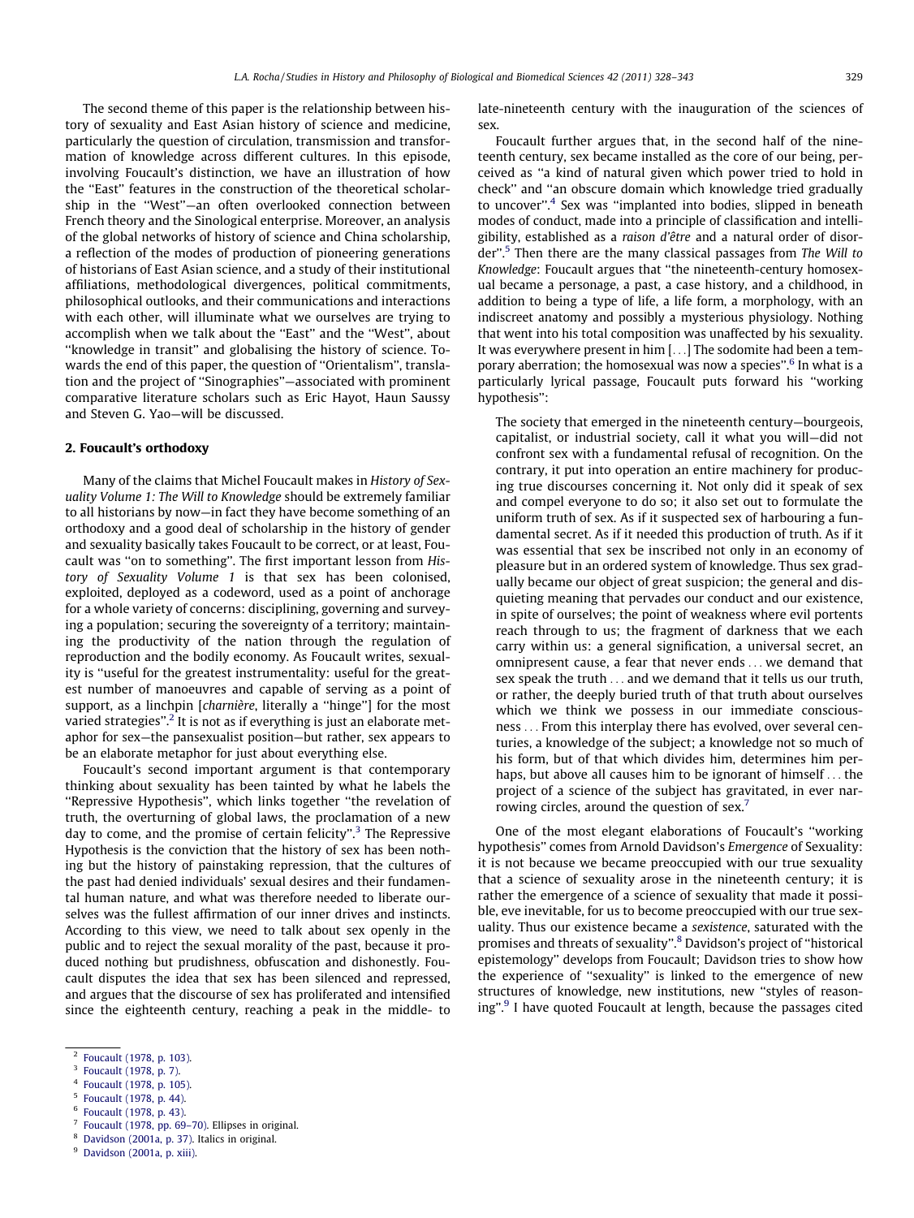The second theme of this paper is the relationship between history of sexuality and East Asian history of science and medicine, particularly the question of circulation, transmission and transformation of knowledge across different cultures. In this episode, involving Foucault's distinction, we have an illustration of how the ''East'' features in the construction of the theoretical scholarship in the ''West''—an often overlooked connection between French theory and the Sinological enterprise. Moreover, an analysis of the global networks of history of science and China scholarship, a reflection of the modes of production of pioneering generations of historians of East Asian science, and a study of their institutional affiliations, methodological divergences, political commitments, philosophical outlooks, and their communications and interactions with each other, will illuminate what we ourselves are trying to accomplish when we talk about the ''East'' and the ''West'', about ''knowledge in transit'' and globalising the history of science. Towards the end of this paper, the question of ''Orientalism'', translation and the project of ''Sinographies''—associated with prominent comparative literature scholars such as Eric Hayot, Haun Saussy and Steven G. Yao—will be discussed.

## 2. Foucault's orthodoxy

Many of the claims that Michel Foucault makes in *History of Sexuality Volume 1: The Will to Knowledge* should be extremely familiar to all historians by now—in fact they have become something of an orthodoxy and a good deal of scholarship in the history of gender and sexuality basically takes Foucault to be correct, or at least, Foucault was ''on to something''. The first important lesson from *History of Sexuality Volume 1* is that sex has been colonised, exploited, deployed as a codeword, used as a point of anchorage for a whole variety of concerns: disciplining, governing and surveying a population; securing the sovereignty of a territory; maintaining the productivity of the nation through the regulation of reproduction and the bodily economy. As Foucault writes, sexuality is ''useful for the greatest instrumentality: useful for the greatest number of manoeuvres and capable of serving as a point of support, as a linchpin [*charnière*, literally a ''hinge''] for the most varied strategies''.[2] It is not as if everything is just an elaborate metaphor for sex—the pansexualist position—but rather, sex appears to be an elaborate metaphor for just about everything else.

Foucault's second important argument is that contemporary thinking about sexuality has been tainted by what he labels the ''Repressive Hypothesis'', which links together ''the revelation of truth, the overturning of global laws, the proclamation of a new day to come, and the promise of certain felicity''.[3] The Repressive Hypothesis is the conviction that the history of sex has been nothing but the history of painstaking repression, that the cultures of the past had denied individuals' sexual desires and their fundamental human nature, and what was therefore needed to liberate ourselves was the fullest affirmation of our inner drives and instincts. According to this view, we need to talk about sex openly in the public and to reject the sexual morality of the past, because it produced nothing but prudishness, obfuscation and dishonestly. Foucault disputes the idea that sex has been silenced and repressed, and argues that the discourse of sex has proliferated and intensified since the eighteenth century, reaching a peak in the middle- to late-nineteenth century with the inauguration of the sciences of sex.

Foucault further argues that, in the second half of the nineteenth century, sex became installed as the core of our being, perceived as ''a kind of natural given which power tried to hold in check'' and ''an obscure domain which knowledge tried gradually to uncover''.[4] Sex was ''implanted into bodies, slipped in beneath modes of conduct, made into a principle of classification and intelligibility, established as a *raison d'être* and a natural order of disorder''.[5] Then there are the many classical passages from *The Will to Knowledge*: Foucault argues that ''the nineteenth-century homosexual became a personage, a past, a case history, and a childhood, in addition to being a type of life, a life form, a morphology, with an indiscreet anatomy and possibly a mysterious physiology. Nothing that went into his total composition was unaffected by his sexuality. It was everywhere present in him [...] The sodomite had been a temporary aberration; the homosexual was now a species''.[6] In what is a particularly lyrical passage, Foucault puts forward his ''working hypothesis'':

> The society that emerged in the nineteenth century—bourgeois, capitalist, or industrial society, call it what you will—did not confront sex with a fundamental refusal of recognition. On the contrary, it put into operation an entire machinery for producing true discourses concerning it. Not only did it speak of sex and compel everyone to do so; it also set out to formulate the uniform truth of sex. As if it suspected sex of harbouring a fundamental secret. As if it needed this production of truth. As if it was essential that sex be inscribed not only in an economy of pleasure but in an ordered system of knowledge. Thus sex gradually became our object of great suspicion; the general and disquieting meaning that pervades our conduct and our existence, in spite of ourselves; the point of weakness where evil portents reach through to us; the fragment of darkness that we each carry within us: a general signification, a universal secret, an omnipresent cause, a fear that never ends ... we demand that sex speak the truth ... and we demand that it tells us our truth, or rather, the deeply buried truth of that truth about ourselves which we think we possess in our immediate consciousness ... From this interplay there has evolved, over several centuries, a knowledge of the subject; a knowledge not so much of his form, but of that which divides him, determines him perhaps, but above all causes him to be ignorant of himself ... the project of a science of the subject has gravitated, in ever narrowing circles, around the question of sex.[7]

One of the most elegant elaborations of Foucault's ''working hypothesis'' comes from Arnold Davidson's *Emergence* of Sexuality: it is not because we became preoccupied with our true sexuality that a science of sexuality arose in the nineteenth century; it is rather the emergence of a science of sexuality that made it possible, eve inevitable, for us to become preoccupied with our true sexuality. Thus our existence became a *sexistence*, saturated with the promises and threats of sexuality''.[8] Davidson's project of ''historical epistemology'' develops from Foucault; Davidson tries to show how the experience of ''sexuality'' is linked to the emergence of new structures of knowledge, new institutions, new ''styles of reasoning''.[9] I have quoted Foucault at length, because the passages cited

---

[2] Foucault (1978, p. 103).

[3] Foucault (1978, p. 7).

[4] Foucault (1978, p. 105).

[5] Foucault (1978, p. 44).

[6] Foucault (1978, p. 43).

[7] Foucault (1978, pp. 69–70). Ellipses in original.

[8] Davidson (2001a, p. 37). Italics in original.

[9] Davidson (2001a, p. xiii).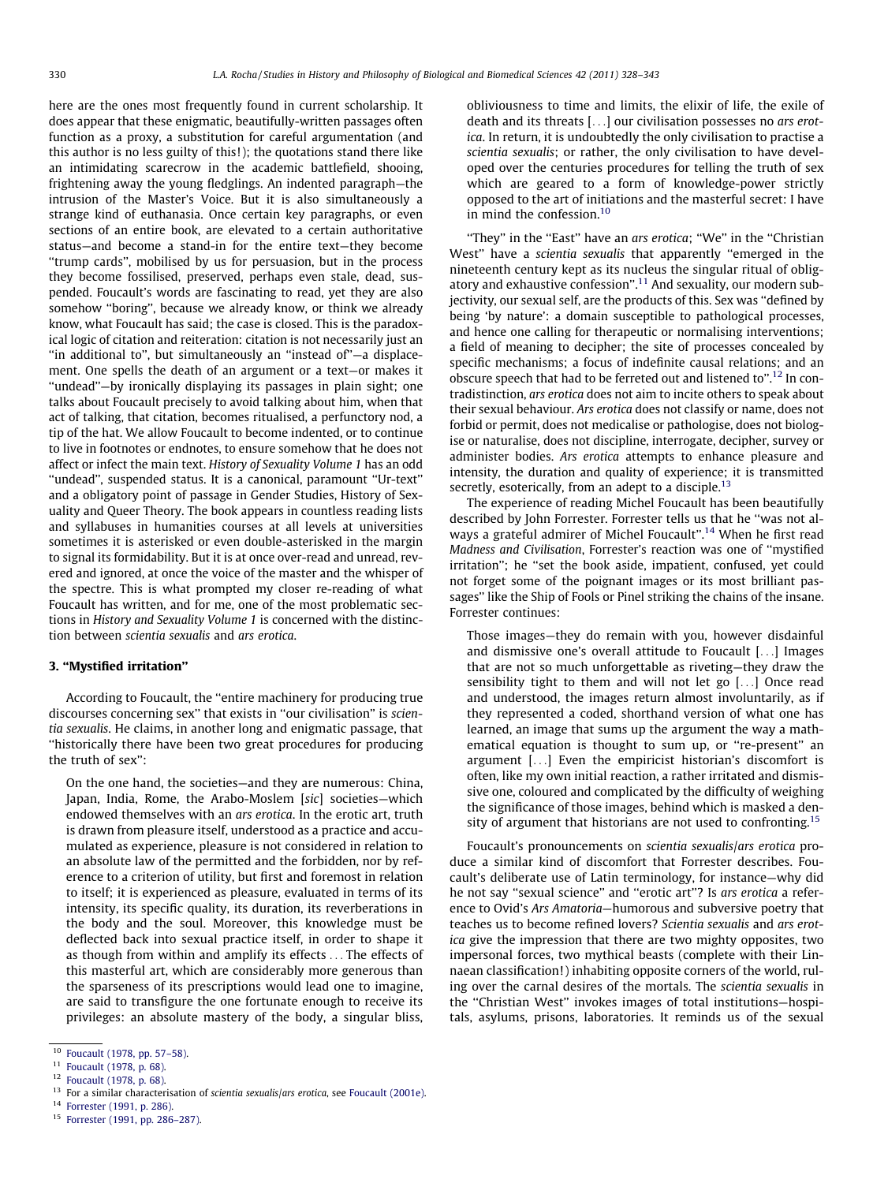here are the ones most frequently found in current scholarship. It does appear that these enigmatic, beautifully-written passages often function as a proxy, a substitution for careful argumentation (and this author is no less guilty of this!); the quotations stand there like an intimidating scarecrow in the academic battlefield, shooing, frightening away the young fledglings. An indented paragraph—the intrusion of the Master's Voice. But it is also simultaneously a strange kind of euthanasia. Once certain key paragraphs, or even sections of an entire book, are elevated to a certain authoritative status—and become a stand-in for the entire text—they become ''trump cards'', mobilised by us for persuasion, but in the process they become fossilised, preserved, perhaps even stale, dead, suspended. Foucault's words are fascinating to read, yet they are also somehow ''boring'', because we already know, or think we already know, what Foucault has said; the case is closed. This is the paradoxical logic of citation and reiteration: citation is not necessarily just an ''in additional to'', but simultaneously an ''instead of''—a displacement. One spells the death of an argument or a text—or makes it ''undead''—by ironically displaying its passages in plain sight; one talks about Foucault precisely to avoid talking about him, when that act of talking, that citation, becomes ritualised, a perfunctory nod, a tip of the hat. We allow Foucault to become indented, or to continue to live in footnotes or endnotes, to ensure somehow that he does not affect or infect the main text. *History of Sexuality Volume 1* has an odd ''undead'', suspended status. It is a canonical, paramount ''Ur-text'' and a obligatory point of passage in Gender Studies, History of Sexuality and Queer Theory. The book appears in countless reading lists and syllabuses in humanities courses at all levels at universities sometimes it is asterisked or even double-asterisked in the margin to signal its formidability. But it is at once over-read and unread, revered and ignored, at once the voice of the master and the whisper of the spectre. This is what prompted my closer re-reading of what Foucault has written, and for me, one of the most problematic sections in *History and Sexuality Volume 1* is concerned with the distinction between *scientia sexualis* and *ars erotica*.

## 3. ''Mystified irritation''

According to Foucault, the ''entire machinery for producing true discourses concerning sex'' that exists in ''our civilisation'' is *scientia sexualis*. He claims, in another long and enigmatic passage, that ''historically there have been two great procedures for producing the truth of sex'':

> On the one hand, the societies—and they are numerous: China, Japan, India, Rome, the Arabo-Moslem [*sic*] societies—which endowed themselves with an *ars erotica*. In the erotic art, truth is drawn from pleasure itself, understood as a practice and accumulated as experience, pleasure is not considered in relation to an absolute law of the permitted and the forbidden, nor by reference to a criterion of utility, but first and foremost in relation to itself; it is experienced as pleasure, evaluated in terms of its intensity, its specific quality, its duration, its reverberations in the body and the soul. Moreover, this knowledge must be deflected back into sexual practice itself, in order to shape it as though from within and amplify its effects . . . The effects of this masterful art, which are considerably more generous than the sparseness of its prescriptions would lead one to imagine, are said to transfigure the one fortunate enough to receive its privileges: an absolute mastery of the body, a singular bliss, obliviousness to time and limits, the elixir of life, the exile of death and its threats [. . .] our civilisation possesses no *ars erotica*. In return, it is undoubtedly the only civilisation to practise a *scientia sexualis*; or rather, the only civilisation to have developed over the centuries procedures for telling the truth of sex which are geared to a form of knowledge-power strictly opposed to the art of initiations and the masterful secret: I have in mind the confession.[10]

''They'' in the ''East'' have an *ars erotica*; ''We'' in the ''Christian West'' have a *scientia sexualis* that apparently ''emerged in the nineteenth century kept as its nucleus the singular ritual of obligatory and exhaustive confession''.[11] And sexuality, our modern subjectivity, our sexual self, are the products of this. Sex was ''defined by being 'by nature': a domain susceptible to pathological processes, and hence one calling for therapeutic or normalising interventions; a field of meaning to decipher; the site of processes concealed by specific mechanisms; a focus of indefinite causal relations; and an obscure speech that had to be ferreted out and listened to''.[12] In contradistinction, *ars erotica* does not aim to incite others to speak about their sexual behaviour. *Ars erotica* does not classify or name, does not forbid or permit, does not medicalise or pathologise, does not biologise or naturalise, does not discipline, interrogate, decipher, survey or administer bodies. *Ars erotica* attempts to enhance pleasure and intensity, the duration and quality of experience; it is transmitted secretly, esoterically, from an adept to a disciple.[13]

The experience of reading Michel Foucault has been beautifully described by John Forrester. Forrester tells us that he ''was not always a grateful admirer of Michel Foucault''.[14] When he first read *Madness and Civilisation*, Forrester's reaction was one of ''mystified irritation''; he ''set the book aside, impatient, confused, yet could not forget some of the poignant images or its most brilliant passages'' like the Ship of Fools or Pinel striking the chains of the insane. Forrester continues:

> Those images—they do remain with you, however disdainful and dismissive one's overall attitude to Foucault [. . .] Images that are not so much unforgettable as riveting—they draw the sensibility tight to them and will not let go [. . .] Once read and understood, the images return almost involuntarily, as if they represented a coded, shorthand version of what one has learned, an image that sums up the argument the way a mathematical equation is thought to sum up, or ''re-present'' an argument [. . .] Even the empiricist historian's discomfort is often, like my own initial reaction, a rather irritated and dismissive one, coloured and complicated by the difficulty of weighing the significance of those images, behind which is masked a density of argument that historians are not used to confronting.[15]

Foucault's pronouncements on *scientia sexualis*/*ars erotica* produce a similar kind of discomfort that Forrester describes. Foucault's deliberate use of Latin terminology, for instance—why did he not say ''sexual science'' and ''erotic art''? Is *ars erotica* a reference to Ovid's *Ars Amatoria*—humorous and subversive poetry that teaches us to become refined lovers? *Scientia sexualis* and *ars erotica* give the impression that there are two mighty opposites, two impersonal forces, two mythical beasts (complete with their Linnaean classification!) inhabiting opposite corners of the world, ruling over the carnal desires of the mortals. The *scientia sexualis* in the ''Christian West'' invokes images of total institutions—hospitals, asylums, prisons, laboratories. It reminds us of the sexual

[10] Foucault (1978, pp. 57–58).

[11] Foucault (1978, p. 68).

[12] Foucault (1978, p. 68).

[13] For a similar characterisation of *scientia sexualis*/*ars erotica*, see Foucault (2001e).

[14] Forrester (1991, p. 286).

[15] Forrester (1991, pp. 286–287).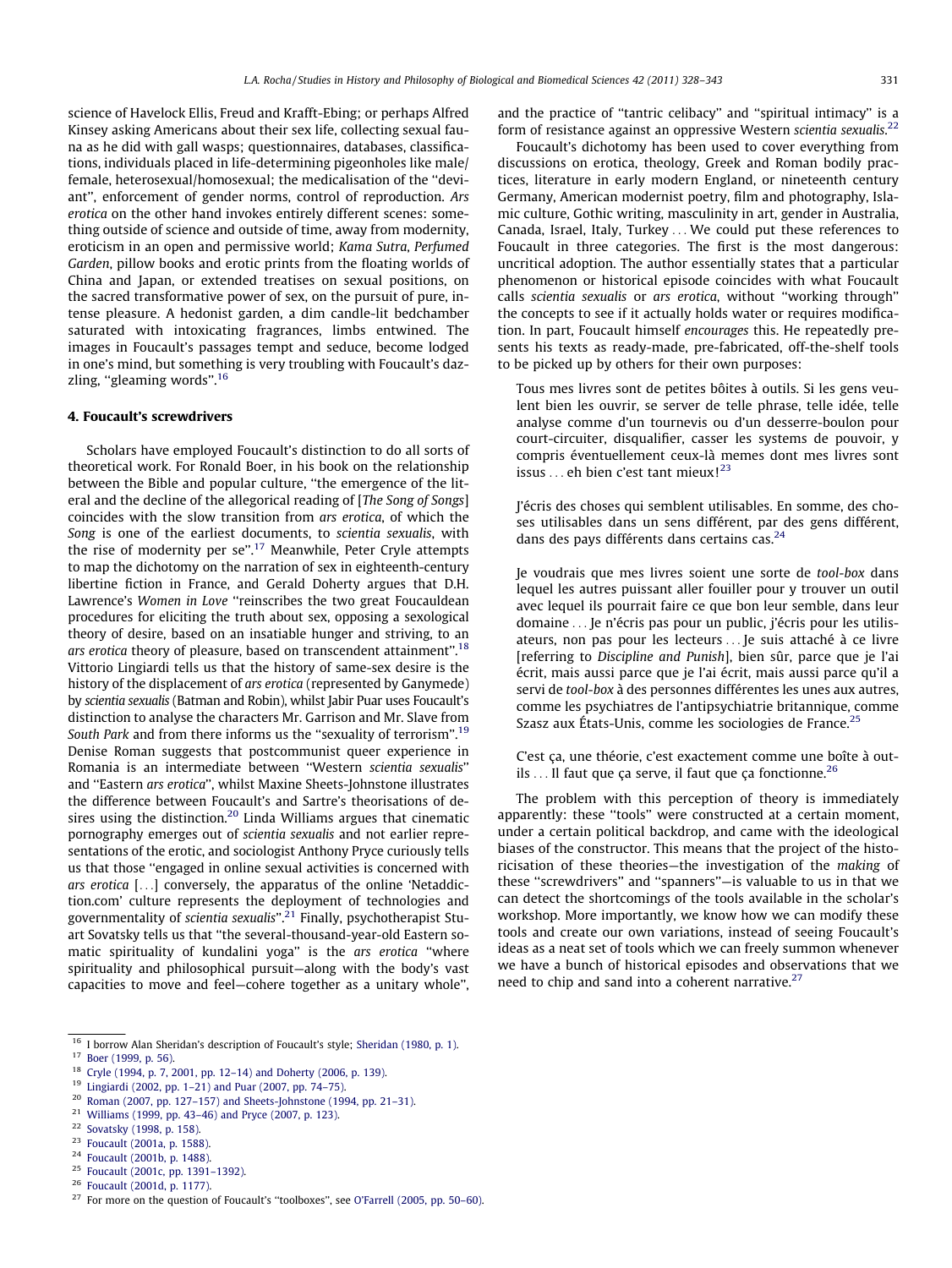science of Havelock Ellis, Freud and Krafft-Ebing; or perhaps Alfred Kinsey asking Americans about their sex life, collecting sexual fauna as he did with gall wasps; questionnaires, databases, classifications, individuals placed in life-determining pigeonholes like male/female, heterosexual/homosexual; the medicalisation of the ''deviant'', enforcement of gender norms, control of reproduction. *Ars erotica* on the other hand invokes entirely different scenes: something outside of science and outside of time, away from modernity, eroticism in an open and permissive world; *Kama Sutra*, *Perfumed Garden*, pillow books and erotic prints from the floating worlds of China and Japan, or extended treatises on sexual positions, on the sacred transformative power of sex, on the pursuit of pure, intense pleasure. A hedonist garden, a dim candle-lit bedchamber saturated with intoxicating fragrances, limbs entwined. The images in Foucault's passages tempt and seduce, become lodged in one's mind, but something is very troubling with Foucault's dazzling, ''gleaming words''.[16]

## 4. Foucault's screwdrivers

Scholars have employed Foucault's distinction to do all sorts of theoretical work. For Ronald Boer, in his book on the relationship between the Bible and popular culture, ''the emergence of the literal and the decline of the allegorical reading of [*The Song of Songs*] coincides with the slow transition from *ars erotica*, of which the *Song* is one of the earliest documents, to *scientia sexualis*, with the rise of modernity per se''.[17] Meanwhile, Peter Cryle attempts to map the dichotomy on the narration of sex in eighteenth-century libertine fiction in France, and Gerald Doherty argues that D.H. Lawrence's *Women in Love* ''reinscribes the two great Foucauldean procedures for eliciting the truth about sex, opposing a sexological theory of desire, based on an insatiable hunger and striving, to an *ars erotica* theory of pleasure, based on transcendent attainment''.[18] Vittorio Lingiardi tells us that the history of same-sex desire is the history of the displacement of *ars erotica* (represented by Ganymede) by *scientia sexualis* (Batman and Robin), whilst Jabir Puar uses Foucault's distinction to analyse the characters Mr. Garrison and Mr. Slave from *South Park* and from there informs us the ''sexuality of terrorism''.[19] Denise Roman suggests that postcommunist queer experience in Romania is an intermediate between ''Western *scientia sexualis*'' and ''Eastern *ars erotica*'', whilst Maxine Sheets-Johnstone illustrates the difference between Foucault's and Sartre's theorisations of desires using the distinction.[20] Linda Williams argues that cinematic pornography emerges out of *scientia sexualis* and not earlier representations of the erotic, and sociologist Anthony Pryce curiously tells us that those ''engaged in online sexual activities is concerned with *ars erotica* [...] conversely, the apparatus of the online 'Netaddiction.com' culture represents the deployment of technologies and governmentality of *scientia sexualis*''.[21] Finally, psychotherapist Stuart Sovatsky tells us that ''the several-thousand-year-old Eastern somatic spirituality of kundalini yoga'' is the *ars erotica* ''where spirituality and philosophical pursuit—along with the body's vast capacities to move and feel—cohere together as a unitary whole'', and the practice of ''tantric celibacy'' and ''spiritual intimacy'' is a form of resistance against an oppressive Western *scientia sexualis*.[22]

Foucault's dichotomy has been used to cover everything from discussions on erotica, theology, Greek and Roman bodily practices, literature in early modern England, or nineteenth century Germany, American modernist poetry, film and photography, Islamic culture, Gothic writing, masculinity in art, gender in Australia, Canada, Israel, Italy, Turkey ... We could put these references to Foucault in three categories. The first is the most dangerous: uncritical adoption. The author essentially states that a particular phenomenon or historical episode coincides with what Foucault calls *scientia sexualis* or *ars erotica*, without ''working through'' the concepts to see if it actually holds water or requires modification. In part, Foucault himself *encourages* this. He repeatedly presents his texts as ready-made, pre-fabricated, off-the-shelf tools to be picked up by others for their own purposes:

> Tous mes livres sont de petites bôites à outils. Si les gens veulent bien les ouvrir, se server de telle phrase, telle idée, telle analyse comme d'un tournevis ou d'un desserre-boulon pour court-circuiter, disqualifier, casser les systems de pouvoir, y compris éventuellement ceux-là memes dont mes livres sont issus ... eh bien c'est tant mieux![23]

> J'écris des choses qui semblent utilisables. En somme, des choses utilisables dans un sens différent, par des gens différent, dans des pays différents dans certains cas.[24]

> Je voudrais que mes livres soient une sorte de *tool-box* dans lequel les autres puissant aller fouiller pour y trouver un outil avec lequel ils pourrait faire ce que bon leur semble, dans leur domaine ... Je n'écris pas pour un public, j'écris pour les utilisateurs, non pas pour les lecteurs ... Je suis attaché à ce livre [referring to *Discipline and Punish*], bien sûr, parce que je l'ai écrit, mais aussi parce que je l'ai écrit, mais aussi parce qu'il a servi de *tool-box* à des personnes différentes les unes aux autres, comme les psychiatres de l'antipsychiatrie britannique, comme Szasz aux États-Unis, comme les sociologies de France.[25]

> C'est ça, une théorie, c'est exactement comme une boîte à outils ... Il faut que ça serve, il faut que ça fonctionne.[26]

The problem with this perception of theory is immediately apparently: these ''tools'' were constructed at a certain moment, under a certain political backdrop, and came with the ideological biases of the constructor. This means that the project of the historicisation of these theories—the investigation of the *making* of these ''screwdrivers'' and ''spanners''—is valuable to us in that we can detect the shortcomings of the tools available in the scholar's workshop. More importantly, we know how we can modify these tools and create our own variations, instead of seeing Foucault's ideas as a neat set of tools which we can freely summon whenever we have a bunch of historical episodes and observations that we need to chip and sand into a coherent narrative.[27]

---

[16] I borrow Alan Sheridan's description of Foucault's style; Sheridan (1980, p. 1).

[17] Boer (1999, p. 56).

[18] Cryle (1994, p. 7, 2001, pp. 12–14) and Doherty (2006, p. 139).

[19] Lingiardi (2002, pp. 1–21) and Puar (2007, pp. 74–75).

[20] Roman (2007, pp. 127–157) and Sheets-Johnstone (1994, pp. 21–31).

[21] Williams (1999, pp. 43–46) and Pryce (2007, p. 123).

[22] Sovatsky (1998, p. 158).

[23] Foucault (2001a, p. 1588).

[24] Foucault (2001b, p. 1488).

[25] Foucault (2001c, pp. 1391–1392).

[26] Foucault (2001d, p. 1177).

[27] For more on the question of Foucault's ''toolboxes'', see O'Farrell (2005, pp. 50–60).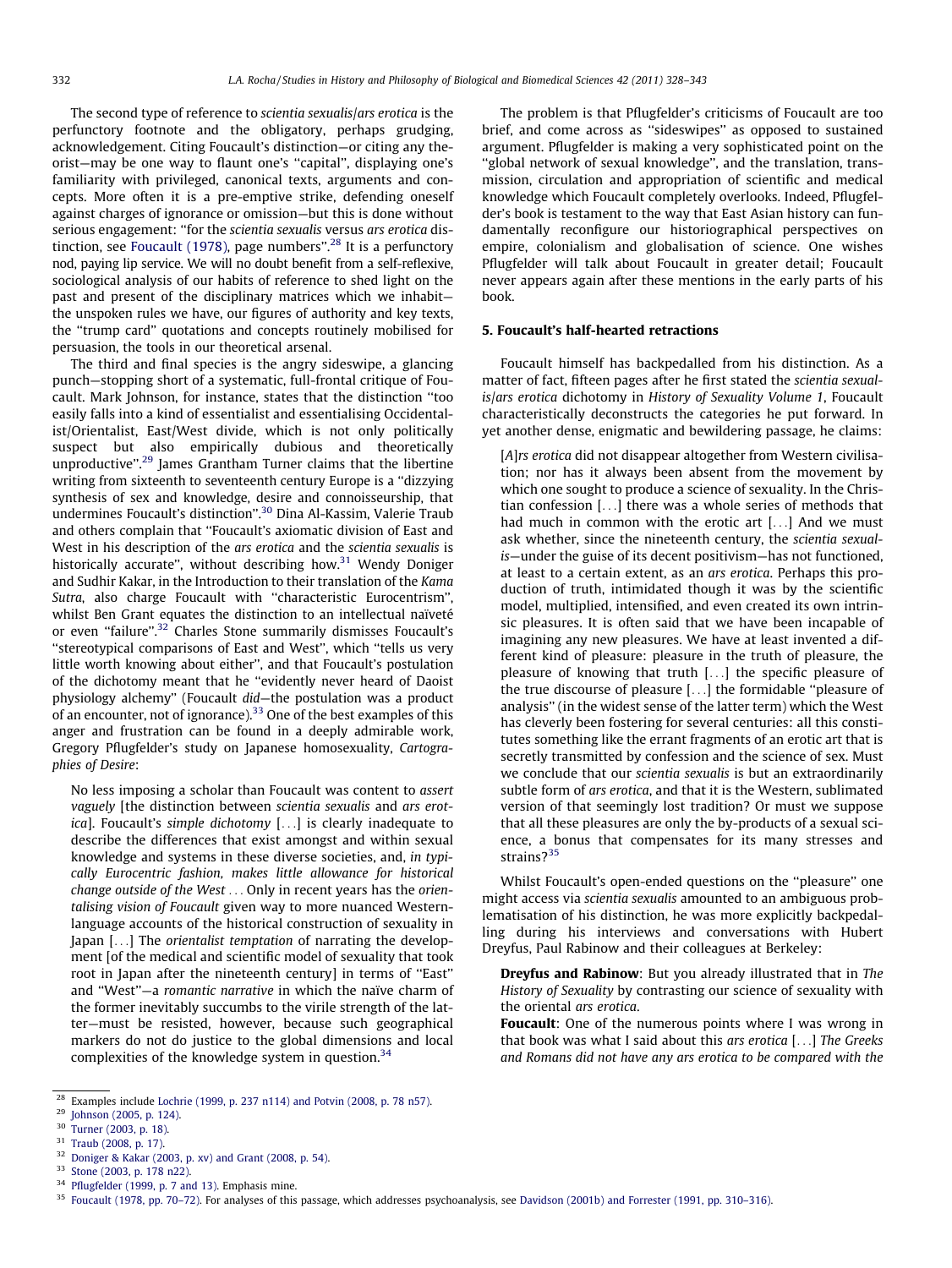The second type of reference to *scientia sexualis*/*ars erotica* is the perfunctory footnote and the obligatory, perhaps grudging, acknowledgement. Citing Foucault's distinction—or citing any theorist—may be one way to flaunt one's "capital", displaying one's familiarity with privileged, canonical texts, arguments and concepts. More often it is a pre-emptive strike, defending oneself against charges of ignorance or omission—but this is done without serious engagement: "for the *scientia sexualis* versus *ars erotica* distinction, see Foucault (1978), page numbers".[28] It is a perfunctory nod, paying lip service. We will no doubt benefit from a self-reflexive, sociological analysis of our habits of reference to shed light on the past and present of the disciplinary matrices which we inhabit—the unspoken rules we have, our figures of authority and key texts, the "trump card" quotations and concepts routinely mobilised for persuasion, the tools in our theoretical arsenal.

The third and final species is the angry sideswipe, a glancing punch—stopping short of a systematic, full-frontal critique of Foucault. Mark Johnson, for instance, states that the distinction "too easily falls into a kind of essentialist and essentialising Occidentalist/Orientalist, East/West divide, which is not only politically suspect but also empirically dubious and theoretically unproductive".[29] James Grantham Turner claims that the libertine writing from sixteenth to seventeenth century Europe is a "dizzying synthesis of sex and knowledge, desire and connoisseurship, that undermines Foucault's distinction".[30] Dina Al-Kassim, Valerie Traub and others complain that "Foucault's axiomatic division of East and West in his description of the *ars erotica* and the *scientia sexualis* is historically accurate", without describing how.[31] Wendy Doniger and Sudhir Kakar, in the Introduction to their translation of the *Kama Sutra*, also charge Foucault with "characteristic Eurocentrism", whilst Ben Grant equates the distinction to an intellectual naïveté or even "failure".[32] Charles Stone summarily dismisses Foucault's "stereotypical comparisons of East and West", which "tells us very little worth knowing about either", and that Foucault's postulation of the dichotomy meant that he "evidently never heard of Daoist physiology alchemy" (Foucault *did*—the postulation was a product of an encounter, not of ignorance).[33] One of the best examples of this anger and frustration can be found in a deeply admirable work, Gregory Pflugfelder's study on Japanese homosexuality, *Cartographies of Desire*:

> No less imposing a scholar than Foucault was content to *assert vaguely* [the distinction between *scientia sexualis* and *ars erotica*]. Foucault's *simple dichotomy* [...] is clearly inadequate to describe the differences that exist amongst and within sexual knowledge and systems in these diverse societies, and, *in typically Eurocentric fashion, makes little allowance for historical change outside of the West* ... Only in recent years has the *orientalising vision of Foucault* given way to more nuanced Western-language accounts of the historical construction of sexuality in Japan [...] The *orientalist temptation* of narrating the development [of the medical and scientific model of sexuality that took root in Japan after the nineteenth century] in terms of "East" and "West"—a *romantic narrative* in which the naïve charm of the former inevitably succumbs to the virile strength of the latter—must be resisted, however, because such geographical markers do not do justice to the global dimensions and local complexities of the knowledge system in question.[34]

The problem is that Pflugfelder's criticisms of Foucault are too brief, and come across as "sideswipes" as opposed to sustained argument. Pflugfelder is making a very sophisticated point on the "global network of sexual knowledge", and the translation, transmission, circulation and appropriation of scientific and medical knowledge which Foucault completely overlooks. Indeed, Pflugfelder's book is testament to the way that East Asian history can fundamentally reconfigure our historiographical perspectives on empire, colonialism and globalisation of science. One wishes Pflugfelder will talk about Foucault in greater detail; Foucault never appears again after these mentions in the early parts of his book.

## 5. Foucault's half-hearted retractions

Foucault himself has backpedalled from his distinction. As a matter of fact, fifteen pages after he first stated the *scientia sexualis*/*ars erotica* dichotomy in *History of Sexuality Volume 1*, Foucault characteristically deconstructs the categories he put forward. In yet another dense, enigmatic and bewildering passage, he claims:

> [*A*]*rs erotica* did not disappear altogether from Western civilisation; nor has it always been absent from the movement by which one sought to produce a science of sexuality. In the Christian confession [...] there was a whole series of methods that had much in common with the erotic art [...] And we must ask whether, since the nineteenth century, the *scientia sexualis*—under the guise of its decent positivism—has not functioned, at least to a certain extent, as an *ars erotica*. Perhaps this production of truth, intimidated though it was by the scientific model, multiplied, intensified, and even created its own intrinsic pleasures. It is often said that we have been incapable of imagining any new pleasures. We have at least invented a different kind of pleasure: pleasure in the truth of pleasure, the pleasure of knowing that truth [...] the specific pleasure of the true discourse of pleasure [...] the formidable "pleasure of analysis" (in the widest sense of the latter term) which the West has cleverly been fostering for several centuries: all this constitutes something like the errant fragments of an erotic art that is secretly transmitted by confession and the science of sex. Must we conclude that our *scientia sexualis* is but an extraordinarily subtle form of *ars erotica*, and that it is the Western, sublimated version of that seemingly lost tradition? Or must we suppose that all these pleasures are only the by-products of a sexual science, a bonus that compensates for its many stresses and strains?[35]

Whilst Foucault's open-ended questions on the "pleasure" one might access via *scientia sexualis* amounted to an ambiguous problematisation of his distinction, he was more explicitly backpedalling during his interviews and conversations with Hubert Dreyfus, Paul Rabinow and their colleagues at Berkeley:

> **Dreyfus and Rabinow**: But you already illustrated that in *The History of Sexuality* by contrasting our science of sexuality with the oriental *ars erotica*.
>
> **Foucault**: One of the numerous points where I was wrong in that book was what I said about this *ars erotica* [...] *The Greeks and Romans did not have any ars erotica to be compared with the*

---

[28] Examples include Lochrie (1999, p. 237 n114) and Potvin (2008, p. 78 n57).

[29] Johnson (2005, p. 124).

[30] Turner (2003, p. 18).

[31] Traub (2008, p. 17).

[32] Doniger & Kakar (2003, p. xv) and Grant (2008, p. 54).

[33] Stone (2003, p. 178 n22).

[34] Pflugfelder (1999, p. 7 and 13). Emphasis mine.

[35] Foucault (1978, pp. 70–72). For analyses of this passage, which addresses psychoanalysis, see Davidson (2001b) and Forrester (1991, pp. 310–316).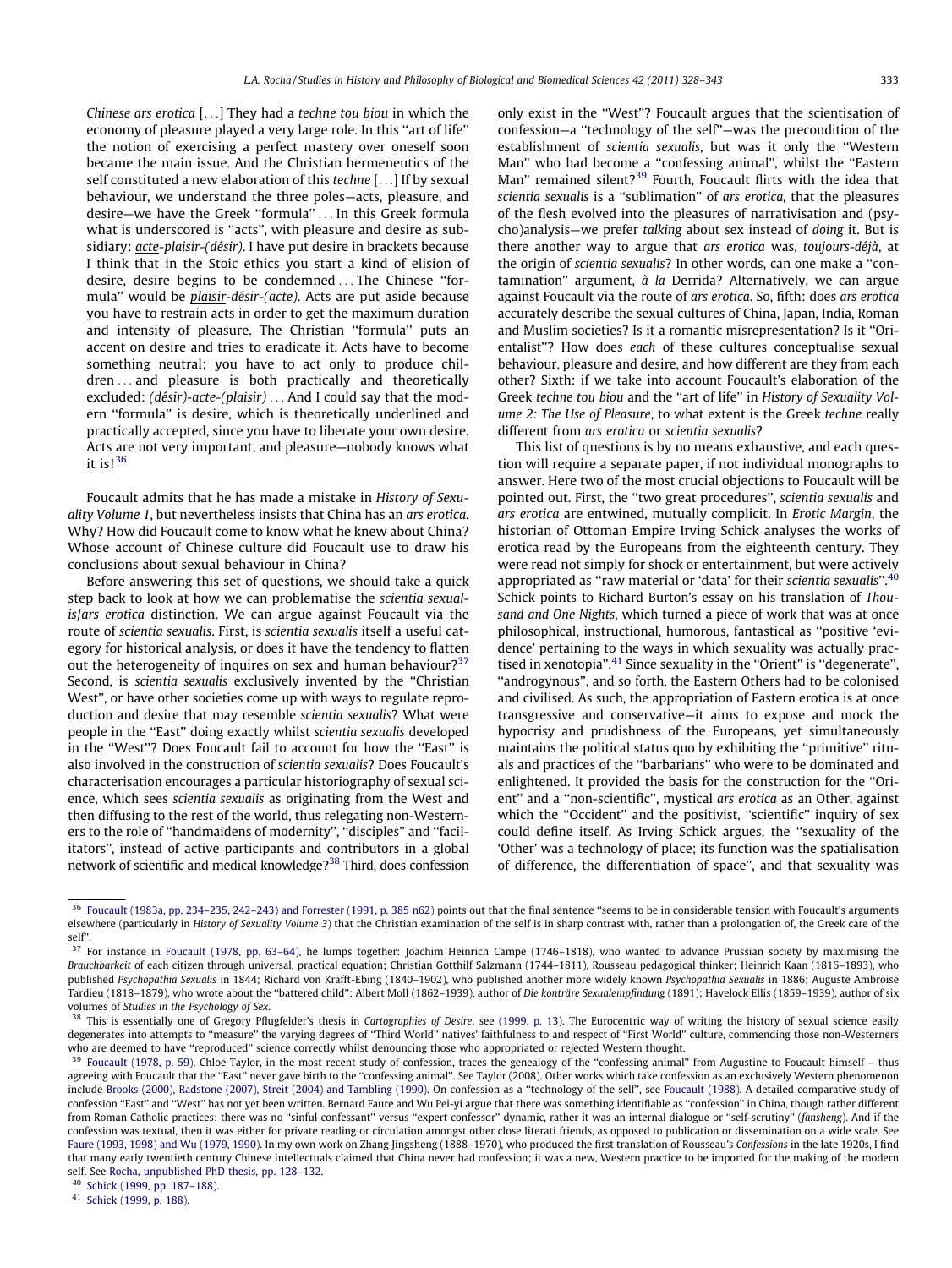*Chinese ars erotica* [...] They had a *techne tou biou* in which the economy of pleasure played a very large role. In this ''art of life'' the notion of exercising a perfect mastery over oneself soon became the main issue. And the Christian hermeneutics of the self constituted a new elaboration of this *techne* [...] If by sexual behaviour, we understand the three poles—acts, pleasure, and desire—we have the Greek ''formula'' ... In this Greek formula what is underscored is ''acts'', with pleasure and desire as subsidiary: *acte-plaisir-(désir)*. I have put desire in brackets because I think that in the Stoic ethics you start a kind of elision of desire, desire begins to be condemned ... The Chinese ''formula'' would be *plaisir-désir-(acte)*. Acts are put aside because you have to restrain acts in order to get the maximum duration and intensity of pleasure. The Christian ''formula'' puts an accent on desire and tries to eradicate it. Acts have to become something neutral; you have to act only to produce children ... and pleasure is both practically and theoretically excluded: *(désir)-acte-(plaisir)* ... And I could say that the modern ''formula'' is desire, which is theoretically underlined and practically accepted, since you have to liberate your own desire. Acts are not very important, and pleasure—nobody knows what it is![36]

Foucault admits that he has made a mistake in *History of Sexuality Volume 1*, but nevertheless insists that China has an *ars erotica*. Why? How did Foucault come to know what he knew about China? Whose account of Chinese culture did Foucault use to draw his conclusions about sexual behaviour in China?

Before answering this set of questions, we should take a quick step back to look at how we can problematise the *scientia sexualis/ars erotica* distinction. We can argue against Foucault via the route of *scientia sexualis*. First, is *scientia sexualis* itself a useful category for historical analysis, or does it have the tendency to flatten out the heterogeneity of inquires on sex and human behaviour?[37] Second, is *scientia sexualis* exclusively invented by the ''Christian West'', or have other societies come up with ways to regulate reproduction and desire that may resemble *scientia sexualis*? What were people in the ''East'' doing exactly whilst *scientia sexualis* developed in the ''West''? Does Foucault fail to account for how the ''East'' is also involved in the construction of *scientia sexualis*? Does Foucault's characterisation encourages a particular historiography of sexual science, which sees *scientia sexualis* as originating from the West and then diffusing to the rest of the world, thus relegating non-Westerners to the role of ''handmaidens of modernity'', ''disciples'' and ''facilitators'', instead of active participants and contributors in a global network of scientific and medical knowledge?[38] Third, does confession only exist in the ''West''? Foucault argues that the scientisation of confession—a ''technology of the self''—was the precondition of the establishment of *scientia sexualis*, but was it only the ''Western Man'' who had become a ''confessing animal'', whilst the ''Eastern Man'' remained silent?[39] Fourth, Foucault flirts with the idea that *scientia sexualis* is a ''sublimation'' of *ars erotica*, that the pleasures of the flesh evolved into the pleasures of narrativisation and (psycho)analysis—we prefer *talking* about sex instead of *doing* it. But is there another way to argue that *ars erotica* was, *toujours-déjà*, at the origin of *scientia sexualis*? In other words, can one make a ''contamination'' argument, *à la* Derrida? Alternatively, we can argue against Foucault via the route of *ars erotica*. So, fifth: does *ars erotica* accurately describe the sexual cultures of China, Japan, India, Roman and Muslim societies? Is it a romantic misrepresentation? Is it ''Orientalist''? How does *each* of these cultures conceptualise sexual behaviour, pleasure and desire, and how different are they from each other? Sixth: if we take into account Foucault's elaboration of the Greek *techne tou biou* and the ''art of life'' in *History of Sexuality Volume 2: The Use of Pleasure*, to what extent is the Greek *techne* really different from *ars erotica* or *scientia sexualis*?

This list of questions is by no means exhaustive, and each question will require a separate paper, if not individual monographs to answer. Here two of the most crucial objections to Foucault will be pointed out. First, the ''two great procedures'', *scientia sexualis* and *ars erotica* are entwined, mutually complicit. In *Erotic Margin*, the historian of Ottoman Empire Irving Schick analyses the works of erotica read by the Europeans from the eighteenth century. They were read not simply for shock or entertainment, but were actively appropriated as ''raw material or 'data' for their *scientia sexualis*''.[40] Schick points to Richard Burton's essay on his translation of *Thousand and One Nights*, which turned a piece of work that was at once philosophical, instructional, humorous, fantastical as ''positive 'evidence' pertaining to the ways in which sexuality was actually practised in xenotopia''.[41] Since sexuality in the ''Orient'' is ''degenerate'', ''androgynous'', and so forth, the Eastern Others had to be colonised and civilised. As such, the appropriation of Eastern erotica is at once transgressive and conservative—it aims to expose and mock the hypocrisy and prudishness of the Europeans, yet simultaneously maintains the political status quo by exhibiting the ''primitive'' rituals and practices of the ''barbarians'' who were to be dominated and enlightened. It provided the basis for the construction for the ''Orient'' and a ''non-scientific'', mystical *ars erotica* as an Other, against which the ''Occident'' and the positivist, ''scientific'' inquiry of sex could define itself. As Irving Schick argues, the ''sexuality of the 'Other' was a technology of place; its function was the spatialisation of difference, the differentiation of space'', and that sexuality was

---

[36] Foucault (1983a, pp. 234–235, 242–243) and Forrester (1991, p. 385 n62) points out that the final sentence ''seems to be in considerable tension with Foucault's arguments elsewhere (particularly in *History of Sexuality Volume 3*) that the Christian examination of the self is in sharp contrast with, rather than a prolongation of, the Greek care of the self''.

[37] For instance in Foucault (1978, pp. 63–64), he lumps together: Joachim Heinrich Campe (1746–1818), who wanted to advance Prussian society by maximising the *Brauchbarkeit* of each citizen through universal, practical equation; Christian Gotthilf Salzmann (1744–1811), Rousseau pedagogical thinker; Heinrich Kaan (1816–1893), who published *Psychopathia Sexualis* in 1844; Richard von Krafft-Ebing (1840–1902), who published another more widely known *Psychopathia Sexualis* in 1886; Auguste Ambroise Tardieu (1818–1879), who wrote about the ''battered child''; Albert Moll (1862–1939), author of *Die konträre Sexualempfindung* (1891); Havelock Ellis (1859–1939), author of six volumes of *Studies in the Psychology of Sex*.

[38] This is essentially one of Gregory Pflugfelder's thesis in *Cartographies of Desire*, see (1999, p. 13). The Eurocentric way of writing the history of sexual science easily degenerates into attempts to ''measure'' the varying degrees of ''Third World'' natives' faithfulness to and respect of ''First World'' culture, commending those non-Westerners who are deemed to have ''reproduced'' science correctly whilst denouncing those who appropriated or rejected Western thought.

[39] Foucault (1978, p. 59). Chloe Taylor, in the most recent study of confession, traces the genealogy of the ''confessing animal'' from Augustine to Foucault himself – thus agreeing with Foucault that the ''East'' never gave birth to the ''confessing animal''. See Taylor (2008). Other works which take confession as an exclusively Western phenomenon include Brooks (2000), Radstone (2007), Streit (2004) and Tambling (1990). On confession as a ''technology of the self'', see Foucault (1988). A detailed comparative study of confession ''East'' and ''West'' has not yet been written. Bernard Faure and Wu Pei-yi argue that there was something identifiable as ''confession'' in China, though rather different from Roman Catholic practices: there was no ''sinful confessant'' versus ''expert confessor'' dynamic, rather it was an internal dialogue or ''self-scrutiny'' (*fansheng*). And if the confession was textual, then it was either for private reading or circulation amongst other close literati friends, as opposed to publication or dissemination on a wide scale. See Faure (1993, 1998) and Wu (1979, 1990). In my own work on Zhang Jingsheng (1888–1970), who produced the first translation of Rousseau's *Confessions* in the late 1920s, I find that many early twentieth century Chinese intellectuals claimed that China never had confession; it was a new, Western practice to be imported for the making of the modern self. See Rocha, unpublished PhD thesis, pp. 128–132.

[40] Schick (1999, pp. 187–188).

[41] Schick (1999, p. 188).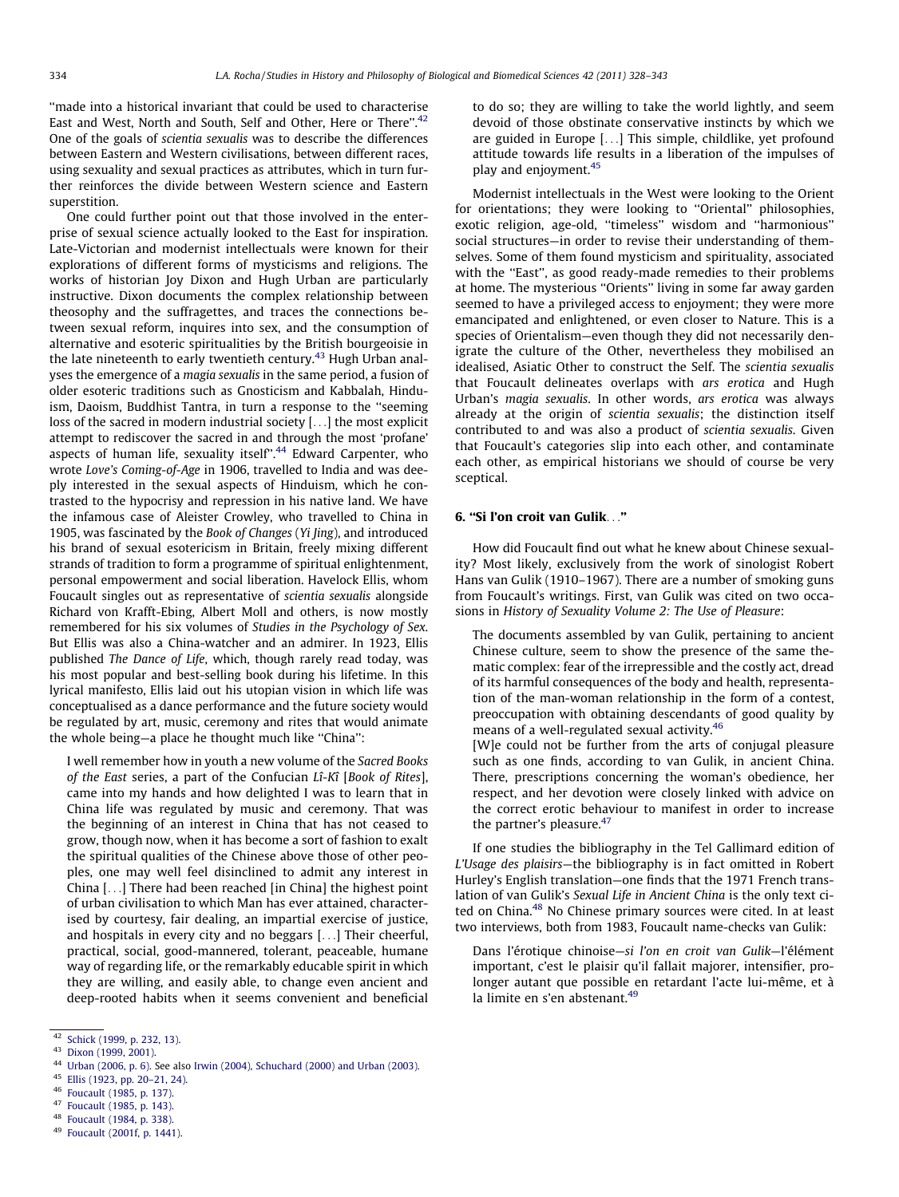"made into a historical invariant that could be used to characterise East and West, North and South, Self and Other, Here or There".[42] One of the goals of *scientia sexualis* was to describe the differences between Eastern and Western civilisations, between different races, using sexuality and sexual practices as attributes, which in turn further reinforces the divide between Western science and Eastern superstition.

One could further point out that those involved in the enterprise of sexual science actually looked to the East for inspiration. Late-Victorian and modernist intellectuals were known for their explorations of different forms of mysticisms and religions. The works of historian Joy Dixon and Hugh Urban are particularly instructive. Dixon documents the complex relationship between theosophy and the suffragettes, and traces the connections between sexual reform, inquires into sex, and the consumption of alternative and esoteric spiritualities by the British bourgeoisie in the late nineteenth to early twentieth century.[43] Hugh Urban analyses the emergence of a *magia sexualis* in the same period, a fusion of older esoteric traditions such as Gnosticism and Kabbalah, Hinduism, Daoism, Buddhist Tantra, in turn a response to the "seeming loss of the sacred in modern industrial society [...] the most explicit attempt to rediscover the sacred in and through the most 'profane' aspects of human life, sexuality itself".[44] Edward Carpenter, who wrote *Love's Coming-of-Age* in 1906, travelled to India and was deeply interested in the sexual aspects of Hinduism, which he contrasted to the hypocrisy and repression in his native land. We have the infamous case of Aleister Crowley, who travelled to China in 1905, was fascinated by the *Book of Changes* (*Yi Jing*), and introduced his brand of sexual esotericism in Britain, freely mixing different strands of tradition to form a programme of spiritual enlightenment, personal empowerment and social liberation. Havelock Ellis, whom Foucault singles out as representative of *scientia sexualis* alongside Richard von Krafft-Ebing, Albert Moll and others, is now mostly remembered for his six volumes of *Studies in the Psychology of Sex*. But Ellis was also a China-watcher and an admirer. In 1923, Ellis published *The Dance of Life*, which, though rarely read today, was his most popular and best-selling book during his lifetime. In this lyrical manifesto, Ellis laid out his utopian vision in which life was conceptualised as a dance performance and the future society would be regulated by art, music, ceremony and rites that would animate the whole being—a place he thought much like "China":

> I well remember how in youth a new volume of the *Sacred Books of the East* series, a part of the Confucian *Lî-Kî* [*Book of Rites*], came into my hands and how delighted I was to learn that in China life was regulated by music and ceremony. That was the beginning of an interest in China that has not ceased to grow, though now, when it has become a sort of fashion to exalt the spiritual qualities of the Chinese above those of other peoples, one may well feel disinclined to admit any interest in China [...] There had been reached [in China] the highest point of urban civilisation to which Man has ever attained, characterised by courtesy, fair dealing, an impartial exercise of justice, and hospitals in every city and no beggars [...] Their cheerful, practical, social, good-mannered, tolerant, peaceable, humane way of regarding life, or the remarkably educable spirit in which they are willing, and easily able, to change even ancient and deep-rooted habits when it seems convenient and beneficial to do so; they are willing to take the world lightly, and seem devoid of those obstinate conservative instincts by which we are guided in Europe [...] This simple, childlike, yet profound attitude towards life results in a liberation of the impulses of play and enjoyment.[45]

Modernist intellectuals in the West were looking to the Orient for orientations; they were looking to "Oriental" philosophies, exotic religion, age-old, "timeless" wisdom and "harmonious" social structures—in order to revise their understanding of themselves. Some of them found mysticism and spirituality, associated with the "East", as good ready-made remedies to their problems at home. The mysterious "Orients" living in some far away garden seemed to have a privileged access to enjoyment; they were more emancipated and enlightened, or even closer to Nature. This is a species of Orientalism—even though they did not necessarily denigrate the culture of the Other, nevertheless they mobilised an idealised, Asiatic Other to construct the Self. The *scientia sexualis* that Foucault delineates overlaps with *ars erotica* and Hugh Urban's *magia sexualis*. In other words, *ars erotica* was always already at the origin of *scientia sexualis*; the distinction itself contributed to and was also a product of *scientia sexualis*. Given that Foucault's categories slip into each other, and contaminate each other, as empirical historians we should of course be very sceptical.

## 6. "Si l'on croit van Gulik..."

How did Foucault find out what he knew about Chinese sexuality? Most likely, exclusively from the work of sinologist Robert Hans van Gulik (1910–1967). There are a number of smoking guns from Foucault's writings. First, van Gulik was cited on two occasions in *History of Sexuality Volume 2: The Use of Pleasure*:

> The documents assembled by van Gulik, pertaining to ancient Chinese culture, seem to show the presence of the same thematic complex: fear of the irrepressible and the costly act, dread of its harmful consequences of the body and health, representation of the man-woman relationship in the form of a contest, preoccupation with obtaining descendants of good quality by means of a well-regulated sexual activity.[46]
>
> [W]e could not be further from the arts of conjugal pleasure such as one finds, according to van Gulik, in ancient China. There, prescriptions concerning the woman's obedience, her respect, and her devotion were closely linked with advice on the correct erotic behaviour to manifest in order to increase the partner's pleasure.[47]

If one studies the bibliography in the Tel Gallimard edition of *L'Usage des plaisirs*—the bibliography is in fact omitted in Robert Hurley's English translation—one finds that the 1971 French translation of van Gulik's *Sexual Life in Ancient China* is the only text cited on China.[48] No Chinese primary sources were cited. In at least two interviews, both from 1983, Foucault name-checks van Gulik:

> Dans l'érotique chinoise—*si l'on en croit van Gulik*—l'élément important, c'est le plaisir qu'il fallait majorer, intensifier, prolonger autant que possible en retardant l'acte lui-même, et à la limite en s'en abstenant.[49]

---

[42] Schick (1999, p. 232, 13).
[43] Dixon (1999, 2001).
[44] Urban (2006, p. 6). See also Irwin (2004), Schuchard (2000) and Urban (2003).
[45] Ellis (1923, pp. 20–21, 24).
[46] Foucault (1985, p. 137).
[47] Foucault (1985, p. 143).
[48] Foucault (1984, p. 338).
[49] Foucault (2001f, p. 1441).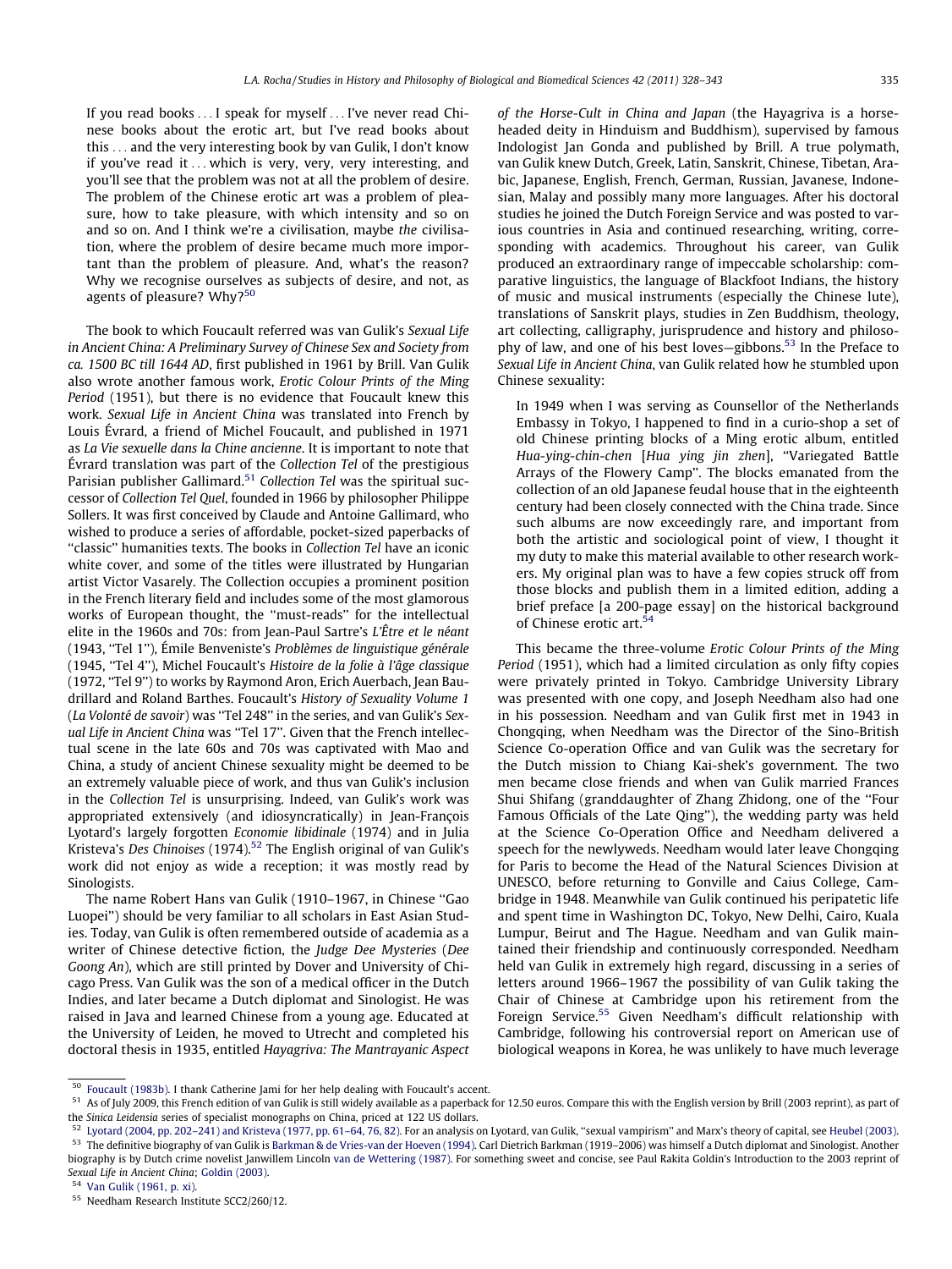> If you read books ... I speak for myself ... I've never read Chinese books about the erotic art, but I've read books about this ... and the very interesting book by van Gulik, I don't know if you've read it ... which is very, very, very interesting, and you'll see that the problem was not at all the problem of desire. The problem of the Chinese erotic art was a problem of pleasure, how to take pleasure, with which intensity and so on and so on. And I think we're a civilisation, maybe *the* civilisation, where the problem of desire became much more important than the problem of pleasure. And, what's the reason? Why we recognise ourselves as subjects of desire, and not, as agents of pleasure? Why?[50]

The book to which Foucault referred was van Gulik's *Sexual Life in Ancient China: A Preliminary Survey of Chinese Sex and Society from ca. 1500 BC till 1644 AD*, first published in 1961 by Brill. Van Gulik also wrote another famous work, *Erotic Colour Prints of the Ming Period* (1951), but there is no evidence that Foucault knew this work. *Sexual Life in Ancient China* was translated into French by Louis Évrard, a friend of Michel Foucault, and published in 1971 as *La Vie sexuelle dans la Chine ancienne*. It is important to note that Évrard translation was part of the *Collection Tel* of the prestigious Parisian publisher Gallimard.[51] *Collection Tel* was the spiritual successor of *Collection Tel Quel*, founded in 1966 by philosopher Philippe Sollers. It was first conceived by Claude and Antoine Gallimard, who wished to produce a series of affordable, pocket-sized paperbacks of "classic" humanities texts. The books in *Collection Tel* have an iconic white cover, and some of the titles were illustrated by Hungarian artist Victor Vasarely. The Collection occupies a prominent position in the French literary field and includes some of the most glamorous works of European thought, the "must-reads" for the intellectual elite in the 1960s and 70s: from Jean-Paul Sartre's *L'Être et le néant* (1943, "Tel 1"), Émile Benveniste's *Problèmes de linguistique générale* (1945, "Tel 4"), Michel Foucault's *Histoire de la folie à l'âge classique* (1972, "Tel 9") to works by Raymond Aron, Erich Auerbach, Jean Baudrillard and Roland Barthes. Foucault's *History of Sexuality Volume 1* (*La Volonté de savoir*) was "Tel 248" in the series, and van Gulik's *Sexual Life in Ancient China* was "Tel 17". Given that the French intellectual scene in the late 60s and 70s was captivated with Mao and China, a study of ancient Chinese sexuality might be deemed to be an extremely valuable piece of work, and thus van Gulik's inclusion in the *Collection Tel* is unsurprising. Indeed, van Gulik's work was appropriated extensively (and idiosyncratically) in Jean-François Lyotard's largely forgotten *Economie libidinale* (1974) and in Julia Kristeva's *Des Chinoises* (1974).[52] The English original of van Gulik's work did not enjoy as wide a reception; it was mostly read by Sinologists.

The name Robert Hans van Gulik (1910–1967, in Chinese "Gao Luopei") should be very familiar to all scholars in East Asian Studies. Today, van Gulik is often remembered outside of academia as a writer of Chinese detective fiction, the *Judge Dee Mysteries* (*Dee Goong An*), which are still printed by Dover and University of Chicago Press. Van Gulik was the son of a medical officer in the Dutch Indies, and later became a Dutch diplomat and Sinologist. He was raised in Java and learned Chinese from a young age. Educated at the University of Leiden, he moved to Utrecht and completed his doctoral thesis in 1935, entitled *Hayagriva: The Mantrayanic Aspect of the Horse-Cult in China and Japan* (the Hayagriva is a horse-headed deity in Hinduism and Buddhism), supervised by famous Indologist Jan Gonda and published by Brill. A true polymath, van Gulik knew Dutch, Greek, Latin, Sanskrit, Chinese, Tibetan, Arabic, Japanese, English, French, German, Russian, Javanese, Indonesian, Malay and possibly many more languages. After his doctoral studies he joined the Dutch Foreign Service and was posted to various countries in Asia and continued researching, writing, corresponding with academics. Throughout his career, van Gulik produced an extraordinary range of impeccable scholarship: comparative linguistics, the language of Blackfoot Indians, the history of music and musical instruments (especially the Chinese lute), translations of Sanskrit plays, studies in Zen Buddhism, theology, art collecting, calligraphy, jurisprudence and history and philosophy of law, and one of his best loves—gibbons.[53] In the Preface to *Sexual Life in Ancient China*, van Gulik related how he stumbled upon Chinese sexuality:

> In 1949 when I was serving as Counsellor of the Netherlands Embassy in Tokyo, I happened to find in a curio-shop a set of old Chinese printing blocks of a Ming erotic album, entitled *Hua-ying-chin-chen* [*Hua ying jin zhen*], "Variegated Battle Arrays of the Flowery Camp". The blocks emanated from the collection of an old Japanese feudal house that in the eighteenth century had been closely connected with the China trade. Since such albums are now exceedingly rare, and important from both the artistic and sociological point of view, I thought it my duty to make this material available to other research workers. My original plan was to have a few copies struck off from those blocks and publish them in a limited edition, adding a brief preface [a 200-page essay] on the historical background of Chinese erotic art.[54]

This became the three-volume *Erotic Colour Prints of the Ming Period* (1951), which had a limited circulation as only fifty copies were privately printed in Tokyo. Cambridge University Library was presented with one copy, and Joseph Needham also had one in his possession. Needham and van Gulik first met in 1943 in Chongqing, when Needham was the Director of the Sino-British Science Co-operation Office and van Gulik was the secretary for the Dutch mission to Chiang Kai-shek's government. The two men became close friends and when van Gulik married Frances Shui Shifang (granddaughter of Zhang Zhidong, one of the "Four Famous Officials of the Late Qing"), the wedding party was held at the Science Co-Operation Office and Needham delivered a speech for the newlyweds. Needham would later leave Chongqing for Paris to become the Head of the Natural Sciences Division at UNESCO, before returning to Gonville and Caius College, Cambridge in 1948. Meanwhile van Gulik continued his peripatetic life and spent time in Washington DC, Tokyo, New Delhi, Cairo, Kuala Lumpur, Beirut and The Hague. Needham and van Gulik maintained their friendship and continuously corresponded. Needham held van Gulik in extremely high regard, discussing in a series of letters around 1966–1967 the possibility of van Gulik taking the Chair of Chinese at Cambridge upon his retirement from the Foreign Service.[55] Given Needham's difficult relationship with Cambridge, following his controversial report on American use of biological weapons in Korea, he was unlikely to have much leverage

---

[50] Foucault (1983b). I thank Catherine Jami for her help dealing with Foucault's accent.

[51] As of July 2009, this French edition of van Gulik is still widely available as a paperback for 12.50 euros. Compare this with the English version by Brill (2003 reprint), as part of the *Sinica Leidensia* series of specialist monographs on China, priced at 122 US dollars.

[52] Lyotard (2004, pp. 202–241) and Kristeva (1977, pp. 61–64, 76, 82). For an analysis on Lyotard, van Gulik, "sexual vampirism" and Marx's theory of capital, see Heubel (2003).

[53] The definitive biography of van Gulik is Barkman & de Vries-van der Hoeven (1994). Carl Dietrich Barkman (1919–2006) was himself a Dutch diplomat and Sinologist. Another biography is by Dutch crime novelist Janwillem Lincoln van de Wettering (1987). For something sweet and concise, see Paul Rakita Goldin's Introduction to the 2003 reprint of *Sexual Life in Ancient China*; Goldin (2003).

[54] Van Gulik (1961, p. xi).

[55] Needham Research Institute SCC2/260/12.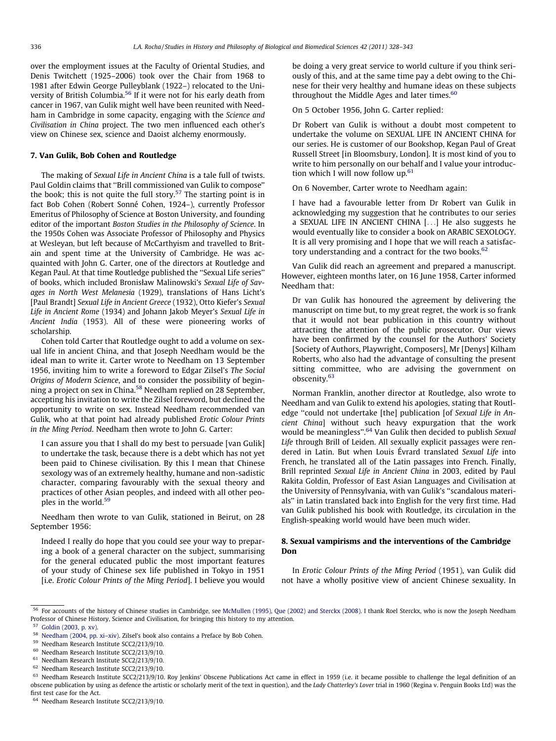over the employment issues at the Faculty of Oriental Studies, and Denis Twitchett (1925–2006) took over the Chair from 1968 to 1981 after Edwin George Pulleyblank (1922–) relocated to the University of British Columbia.[56] If it were not for his early death from cancer in 1967, van Gulik might well have been reunited with Needham in Cambridge in some capacity, engaging with the *Science and Civilisation in China* project. The two men influenced each other's view on Chinese sex, science and Daoist alchemy enormously.

## 7. Van Gulik, Bob Cohen and Routledge

The making of *Sexual Life in Ancient China* is a tale full of twists. Paul Goldin claims that "Brill commissioned van Gulik to compose" the book; this is not quite the full story.[57] The starting point is in fact Bob Cohen (Robert Sonné Cohen, 1924–), currently Professor Emeritus of Philosophy of Science at Boston University, and founding editor of the important *Boston Studies in the Philosophy of Science*. In the 1950s Cohen was Associate Professor of Philosophy and Physics at Wesleyan, but left because of McCarthyism and travelled to Britain and spent time at the University of Cambridge. He was acquainted with John G. Carter, one of the directors at Routledge and Kegan Paul. At that time Routledge published the "Sexual Life series" of books, which included Bronisław Malinowski's *Sexual Life of Savages in North West Melanesia* (1929), translations of Hans Licht's [Paul Brandt] *Sexual Life in Ancient Greece* (1932), Otto Kiefer's *Sexual Life in Ancient Rome* (1934) and Johann Jakob Meyer's *Sexual Life in Ancient India* (1953). All of these were pioneering works of scholarship.

Cohen told Carter that Routledge ought to add a volume on sexual life in ancient China, and that Joseph Needham would be the ideal man to write it. Carter wrote to Needham on 13 September 1956, inviting him to write a foreword to Edgar Zilsel's *The Social Origins of Modern Science*, and to consider the possibility of beginning a project on sex in China.[58] Needham replied on 28 September, accepting his invitation to write the Zilsel foreword, but declined the opportunity to write on sex. Instead Needham recommended van Gulik, who at that point had already published *Erotic Colour Prints in the Ming Period*. Needham then wrote to John G. Carter:

> I can assure you that I shall do my best to persuade [van Gulik] to undertake the task, because there is a debt which has not yet been paid to Chinese civilisation. By this I mean that Chinese sexology was of an extremely healthy, humane and non-sadistic character, comparing favourably with the sexual theory and practices of other Asian peoples, and indeed with all other peoples in the world.[59]

Needham then wrote to van Gulik, stationed in Beirut, on 28 September 1956:

> Indeed I really do hope that you could see your way to preparing a book of a general character on the subject, summarising for the general educated public the most important features of your study of Chinese sex life published in Tokyo in 1951 [i.e. *Erotic Colour Prints of the Ming Period*]. I believe you would be doing a very great service to world culture if you think seriously of this, and at the same time pay a debt owing to the Chinese for their very healthy and humane ideas on these subjects throughout the Middle Ages and later times.[60]

On 5 October 1956, John G. Carter replied:

> Dr Robert van Gulik is without a doubt most competent to undertake the volume on SEXUAL LIFE IN ANCIENT CHINA for our series. He is customer of our Bookshop, Kegan Paul of Great Russell Street [in Bloomsbury, London]. It is most kind of you to write to him personally on our behalf and I value your introduction which I will now follow up.[61]

On 6 November, Carter wrote to Needham again:

> I have had a favourable letter from Dr Robert van Gulik in acknowledging my suggestion that he contributes to our series a SEXUAL LIFE IN ANCIENT CHINA [...] He also suggests he would eventually like to consider a book on ARABIC SEXOLOGY. It is all very promising and I hope that we will reach a satisfactory understanding and a contract for the two books.[62]

Van Gulik did reach an agreement and prepared a manuscript. However, eighteen months later, on 16 June 1958, Carter informed Needham that:

> Dr van Gulik has honoured the agreement by delivering the manuscript on time but, to my great regret, the work is so frank that it would not bear publication in this country without attracting the attention of the public prosecutor. Our views have been confirmed by the counsel for the Authors' Society [Society of Authors, Playwright, Composers], Mr [Denys] Kilham Roberts, who also had the advantage of consulting the present sitting committee, who are advising the government on obscenity.[63]

Norman Franklin, another director at Routledge, also wrote to Needham and van Gulik to extend his apologies, stating that Routledge "could not undertake [the] publication [of *Sexual Life in Ancient China*] without such heavy expurgation that the work would be meaningless".[64] Van Gulik then decided to publish *Sexual Life* through Brill of Leiden. All sexually explicit passages were rendered in Latin. But when Louis Évrard translated *Sexual Life* into French, he translated all of the Latin passages into French. Finally, Brill reprinted *Sexual Life in Ancient China* in 2003, edited by Paul Rakita Goldin, Professor of East Asian Languages and Civilisation at the University of Pennsylvania, with van Gulik's "scandalous materials" in Latin translated back into English for the very first time. Had van Gulik published his book with Routledge, its circulation in the English-speaking world would have been much wider.

## 8. Sexual vampirisms and the interventions of the Cambridge Don

In *Erotic Colour Prints of the Ming Period* (1951), van Gulik did not have a wholly positive view of ancient Chinese sexuality. In

---

[56] For accounts of the history of Chinese studies in Cambridge, see McMullen (1995), Que (2002) and Sterckx (2008). I thank Roel Sterckx, who is now the Joseph Needham Professor of Chinese History, Science and Civilisation, for bringing this history to my attention.

[57] Goldin (2003, p. xv).

[58] Needham (2004, pp. xi–xiv). Zilsel's book also contains a Preface by Bob Cohen.

[59] Needham Research Institute SCC2/213/9/10.

[60] Needham Research Institute SCC2/213/9/10.

[61] Needham Research Institute SCC2/213/9/10.

[62] Needham Research Institute SCC2/213/9/10.

[63] Needham Research Institute SCC2/213/9/10. Roy Jenkins' Obscene Publications Act came in effect in 1959 (i.e. it became possible to challenge the legal definition of an obscene publication by using as defence the artistic or scholarly merit of the text in question), and the *Lady Chatterley's Lover* trial in 1960 (Regina v. Penguin Books Ltd) was the first test case for the Act.

[64] Needham Research Institute SCC2/213/9/10.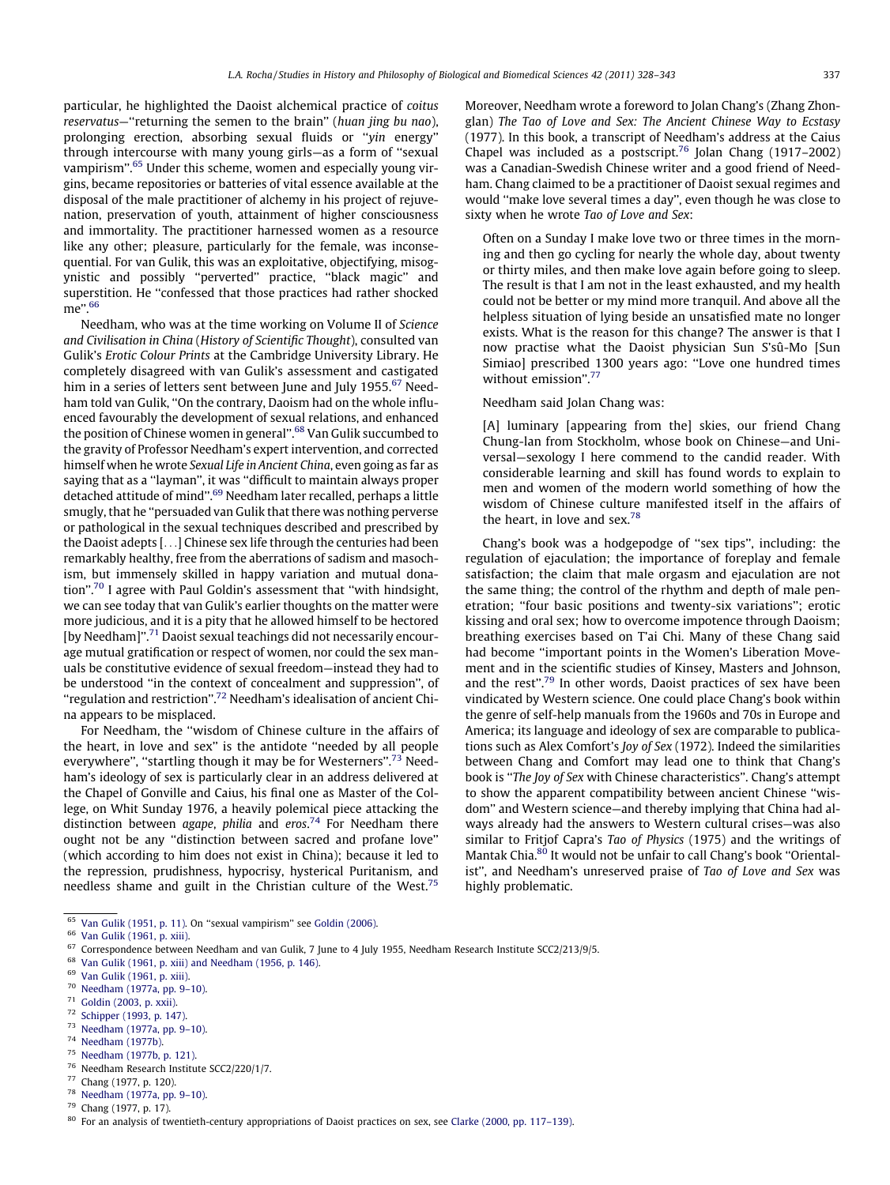particular, he highlighted the Daoist alchemical practice of *coitus reservatus*—''returning the semen to the brain'' (*huan jing bu nao*), prolonging erection, absorbing sexual fluids or ''*yin* energy'' through intercourse with many young girls—as a form of ''sexual vampirism''.[65] Under this scheme, women and especially young virgins, became repositories or batteries of vital essence available at the disposal of the male practitioner of alchemy in his project of rejuvenation, preservation of youth, attainment of higher consciousness and immortality. The practitioner harnessed women as a resource like any other; pleasure, particularly for the female, was inconsequential. For van Gulik, this was an exploitative, objectifying, misogynistic and possibly ''perverted'' practice, ''black magic'' and superstition. He ''confessed that those practices had rather shocked me''.[66]

Needham, who was at the time working on Volume II of *Science and Civilisation in China* (*History of Scientific Thought*), consulted van Gulik's *Erotic Colour Prints* at the Cambridge University Library. He completely disagreed with van Gulik's assessment and castigated him in a series of letters sent between June and July 1955.[67] Needham told van Gulik, ''On the contrary, Daoism had on the whole influenced favourably the development of sexual relations, and enhanced the position of Chinese women in general''.[68] Van Gulik succumbed to the gravity of Professor Needham's expert intervention, and corrected himself when he wrote *Sexual Life in Ancient China*, even going as far as saying that as a ''layman'', it was ''difficult to maintain always proper detached attitude of mind''.[69] Needham later recalled, perhaps a little smugly, that he ''persuaded van Gulik that there was nothing perverse or pathological in the sexual techniques described and prescribed by the Daoist adepts [...] Chinese sex life through the centuries had been remarkably healthy, free from the aberrations of sadism and masochism, but immensely skilled in happy variation and mutual donation''.[70] I agree with Paul Goldin's assessment that ''with hindsight, we can see today that van Gulik's earlier thoughts on the matter were more judicious, and it is a pity that he allowed himself to be hectored [by Needham]''.[71] Daoist sexual teachings did not necessarily encourage mutual gratification or respect of women, nor could the sex manuals be constitutive evidence of sexual freedom—instead they had to be understood ''in the context of concealment and suppression'', of ''regulation and restriction''.[72] Needham's idealisation of ancient China appears to be misplaced.

For Needham, the ''wisdom of Chinese culture in the affairs of the heart, in love and sex'' is the antidote ''needed by all people everywhere'', ''startling though it may be for Westerners''.[73] Needham's ideology of sex is particularly clear in an address delivered at the Chapel of Gonville and Caius, his final one as Master of the College, on Whit Sunday 1976, a heavily polemical piece attacking the distinction between *agape*, *philia* and *eros*.[74] For Needham there ought not be any ''distinction between sacred and profane love'' (which according to him does not exist in China); because it led to the repression, prudishness, hypocrisy, hysterical Puritanism, and needless shame and guilt in the Christian culture of the West.[75] Moreover, Needham wrote a foreword to Jolan Chang's (Zhang Zhonglan) *The Tao of Love and Sex: The Ancient Chinese Way to Ecstasy* (1977). In this book, a transcript of Needham's address at the Caius Chapel was included as a postscript.[76] Jolan Chang (1917–2002) was a Canadian-Swedish Chinese writer and a good friend of Needham. Chang claimed to be a practitioner of Daoist sexual regimes and would ''make love several times a day'', even though he was close to sixty when he wrote *Tao of Love and Sex*:

> Often on a Sunday I make love two or three times in the morning and then go cycling for nearly the whole day, about twenty or thirty miles, and then make love again before going to sleep. The result is that I am not in the least exhausted, and my health could not be better or my mind more tranquil. And above all the helpless situation of lying beside an unsatisfied mate no longer exists. What is the reason for this change? The answer is that I now practise what the Daoist physician Sun S'sû-Mo [Sun Simiao] prescribed 1300 years ago: ''Love one hundred times without emission''.[77]

Needham said Jolan Chang was:

> [A] luminary [appearing from the] skies, our friend Chang Chung-lan from Stockholm, whose book on Chinese—and Universal—sexology I here commend to the candid reader. With considerable learning and skill has found words to explain to men and women of the modern world something of how the wisdom of Chinese culture manifested itself in the affairs of the heart, in love and sex.[78]

Chang's book was a hodgepodge of ''sex tips'', including: the regulation of ejaculation; the importance of foreplay and female satisfaction; the claim that male orgasm and ejaculation are not the same thing; the control of the rhythm and depth of male penetration; ''four basic positions and twenty-six variations''; erotic kissing and oral sex; how to overcome impotence through Daoism; breathing exercises based on T'ai Chi. Many of these Chang said had become ''important points in the Women's Liberation Movement and in the scientific studies of Kinsey, Masters and Johnson, and the rest''.[79] In other words, Daoist practices of sex have been vindicated by Western science. One could place Chang's book within the genre of self-help manuals from the 1960s and 70s in Europe and America; its language and ideology of sex are comparable to publications such as Alex Comfort's *Joy of Sex* (1972). Indeed the similarities between Chang and Comfort may lead one to think that Chang's book is ''*The Joy of Sex* with Chinese characteristics''. Chang's attempt to show the apparent compatibility between ancient Chinese ''wisdom'' and Western science—and thereby implying that China had always already had the answers to Western cultural crises—was also similar to Fritjof Capra's *Tao of Physics* (1975) and the writings of Mantak Chia.[80] It would not be unfair to call Chang's book ''Orientalist'', and Needham's unreserved praise of *Tao of Love and Sex* was highly problematic.

---

[65] Van Gulik (1951, p. 11). On ''sexual vampirism'' see Goldin (2006).

[66] Van Gulik (1961, p. xiii).

[67] Correspondence between Needham and van Gulik, 7 June to 4 July 1955, Needham Research Institute SCC2/213/9/5.

[68] Van Gulik (1961, p. xiii) and Needham (1956, p. 146).

[69] Van Gulik (1961, p. xiii).

[70] Needham (1977a, pp. 9–10).

[71] Goldin (2003, p. xxii).

[72] Schipper (1993, p. 147).

[73] Needham (1977a, pp. 9–10).

[74] Needham (1977b).

[75] Needham (1977b, p. 121).

[76] Needham Research Institute SCC2/220/1/7.

[77] Chang (1977, p. 120).

[78] Needham (1977a, pp. 9–10).

[79] Chang (1977, p. 17).

[80] For an analysis of twentieth-century appropriations of Daoist practices on sex, see Clarke (2000, pp. 117–139).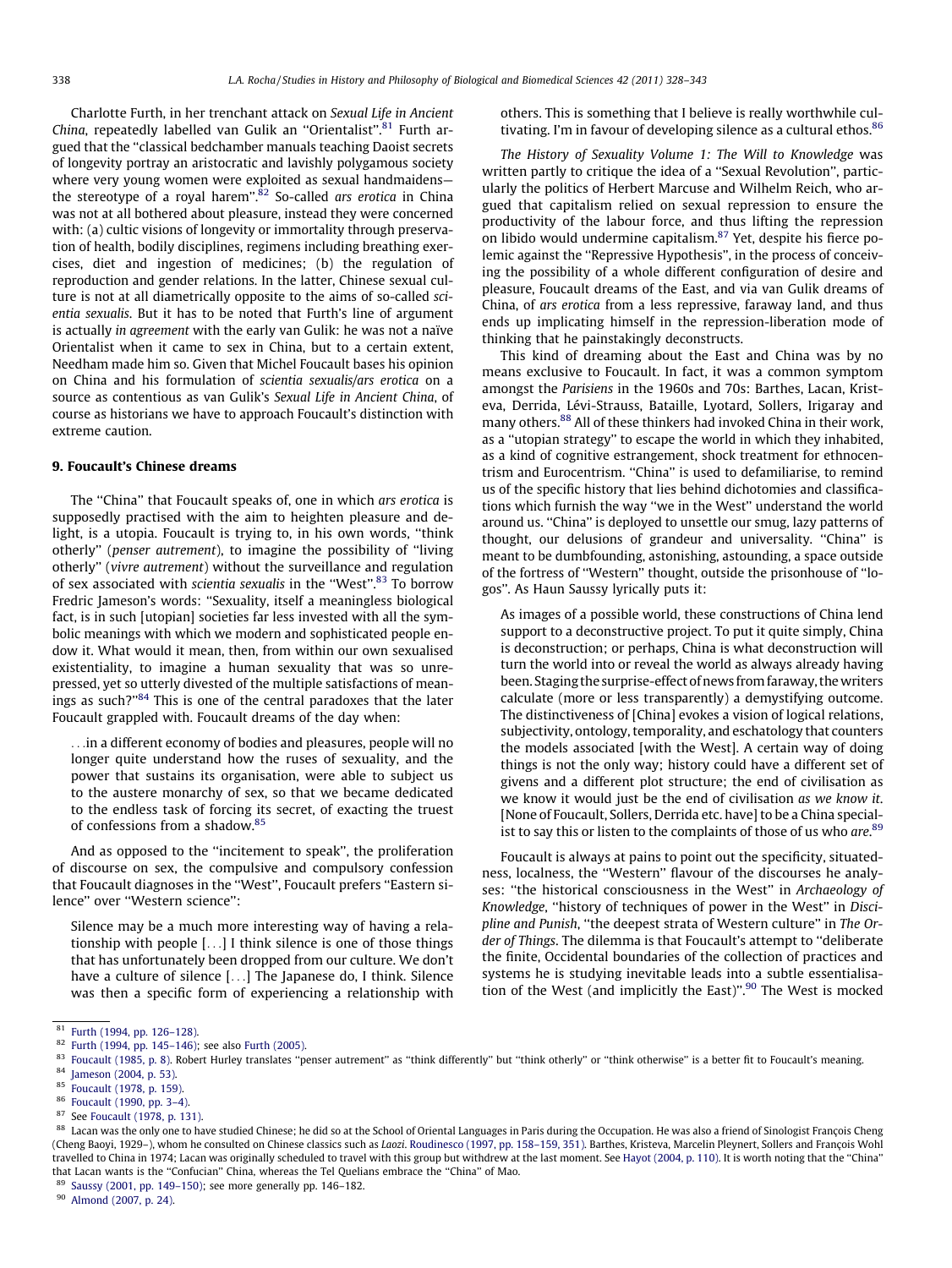Charlotte Furth, in her trenchant attack on *Sexual Life in Ancient China*, repeatedly labelled van Gulik an "Orientalist".[81] Furth argued that the "classical bedchamber manuals teaching Daoist secrets of longevity portray an aristocratic and lavishly polygamous society where very young women were exploited as sexual handmaidens—the stereotype of a royal harem".[82] So-called *ars erotica* in China was not at all bothered about pleasure, instead they were concerned with: (a) cultic visions of longevity or immortality through preservation of health, bodily disciplines, regimens including breathing exercises, diet and ingestion of medicines; (b) the regulation of reproduction and gender relations. In the latter, Chinese sexual culture is not at all diametrically opposite to the aims of so-called *scientia sexualis*. But it has to be noted that Furth's line of argument is actually *in agreement* with the early van Gulik: he was not a naïve Orientalist when it came to sex in China, but to a certain extent, Needham made him so. Given that Michel Foucault bases his opinion on China and his formulation of *scientia sexualis/ars erotica* on a source as contentious as van Gulik's *Sexual Life in Ancient China*, of course as historians we have to approach Foucault's distinction with extreme caution.

## 9. Foucault's Chinese dreams

The "China" that Foucault speaks of, one in which *ars erotica* is supposedly practised with the aim to heighten pleasure and delight, is a utopia. Foucault is trying to, in his own words, "think otherly" (*penser autrement*), to imagine the possibility of "living otherly" (*vivre autrement*) without the surveillance and regulation of sex associated with *scientia sexualis* in the "West".[83] To borrow Fredric Jameson's words: "Sexuality, itself a meaningless biological fact, is in such [utopian] societies far less invested with all the symbolic meanings with which we modern and sophisticated people endow it. What would it mean, then, from within our own sexualised existentiality, to imagine a human sexuality that was so unrepressed, yet so utterly divested of the multiple satisfactions of meanings as such?"[84] This is one of the central paradoxes that the later Foucault grappled with. Foucault dreams of the day when:

> ...in a different economy of bodies and pleasures, people will no longer quite understand how the ruses of sexuality, and the power that sustains its organisation, were able to subject us to the austere monarchy of sex, so that we became dedicated to the endless task of forcing its secret, of exacting the truest of confessions from a shadow.[85]

And as opposed to the "incitement to speak", the proliferation of discourse on sex, the compulsive and compulsory confession that Foucault diagnoses in the "West", Foucault prefers "Eastern silence" over "Western science":

> Silence may be a much more interesting way of having a relationship with people [...] I think silence is one of those things that has unfortunately been dropped from our culture. We don't have a culture of silence [...] The Japanese do, I think. Silence was then a specific form of experiencing a relationship with others. This is something that I believe is really worthwhile cultivating. I'm in favour of developing silence as a cultural ethos.[86]

*The History of Sexuality Volume 1: The Will to Knowledge* was written partly to critique the idea of a "Sexual Revolution", particularly the politics of Herbert Marcuse and Wilhelm Reich, who argued that capitalism relied on sexual repression to ensure the productivity of the labour force, and thus lifting the repression on libido would undermine capitalism.[87] Yet, despite his fierce polemic against the "Repressive Hypothesis", in the process of conceiving the possibility of a whole different configuration of desire and pleasure, Foucault dreams of the East, and via van Gulik dreams of China, of *ars erotica* from a less repressive, faraway land, and thus ends up implicating himself in the repression-liberation mode of thinking that he painstakingly deconstructs.

This kind of dreaming about the East and China was by no means exclusive to Foucault. In fact, it was a common symptom amongst the *Parisiens* in the 1960s and 70s: Barthes, Lacan, Kristeva, Derrida, Lévi-Strauss, Bataille, Lyotard, Sollers, Irigaray and many others.[88] All of these thinkers had invoked China in their work, as a "utopian strategy" to escape the world in which they inhabited, as a kind of cognitive estrangement, shock treatment for ethnocentrism and Eurocentrism. "China" is used to defamiliarise, to remind us of the specific history that lies behind dichotomies and classifications which furnish the way "we in the West" understand the world around us. "China" is deployed to unsettle our smug, lazy patterns of thought, our delusions of grandeur and universality. "China" is meant to be dumbfounding, astonishing, astounding, a space outside of the fortress of "Western" thought, outside the prisonhouse of "logos". As Haun Saussy lyrically puts it:

> As images of a possible world, these constructions of China lend support to a deconstructive project. To put it quite simply, China is deconstruction; or perhaps, China is what deconstruction will turn the world into or reveal the world as always already having been. Staging the surprise-effect of news from faraway, the writers calculate (more or less transparently) a demystifying outcome. The distinctiveness of [China] evokes a vision of logical relations, subjectivity, ontology, temporality, and eschatology that counters the models associated [with the West]. A certain way of doing things is not the only way; history could have a different set of givens and a different plot structure; the end of civilisation as we know it would just be the end of civilisation *as we know it*. [None of Foucault, Sollers, Derrida etc. have] to be a China specialist to say this or listen to the complaints of those of us who *are*.[89]

Foucault is always at pains to point out the specificity, situatedness, localness, the "Western" flavour of the discourses he analyses: "the historical consciousness in the West" in *Archaeology of Knowledge*, "history of techniques of power in the West" in *Discipline and Punish*, "the deepest strata of Western culture" in *The Order of Things*. The dilemma is that Foucault's attempt to "deliberate the finite, Occidental boundaries of the collection of practices and systems he is studying inevitable leads into a subtle essentialisation of the West (and implicitly the East)".[90] The West is mocked

---

[81] Furth (1994, pp. 126–128).

[82] Furth (1994, pp. 145–146); see also Furth (2005).

[83] Foucault (1985, p. 8). Robert Hurley translates "penser autrement" as "think differently" but "think otherly" or "think otherwise" is a better fit to Foucault's meaning.

[84] Jameson (2004, p. 53).

[85] Foucault (1978, p. 159).

[86] Foucault (1990, pp. 3–4).

[87] See Foucault (1978, p. 131).

[88] Lacan was the only one to have studied Chinese; he did so at the School of Oriental Languages in Paris during the Occupation. He was also a friend of Sinologist François Cheng (Cheng Baoyi, 1929–), whom he consulted on Chinese classics such as *Laozi*. Roudinesco (1997, pp. 158–159, 351). Barthes, Kristeva, Marcelin Pleynert, Sollers and François Wohl travelled to China in 1974; Lacan was originally scheduled to travel with this group but withdrew at the last moment. See Hayot (2004, p. 110). It is worth noting that the "China" that Lacan wants is the "Confucian" China, whereas the Tel Quelians embrace the "China" of Mao.

[89] Saussy (2001, pp. 149–150); see more generally pp. 146–182.

[90] Almond (2007, p. 24).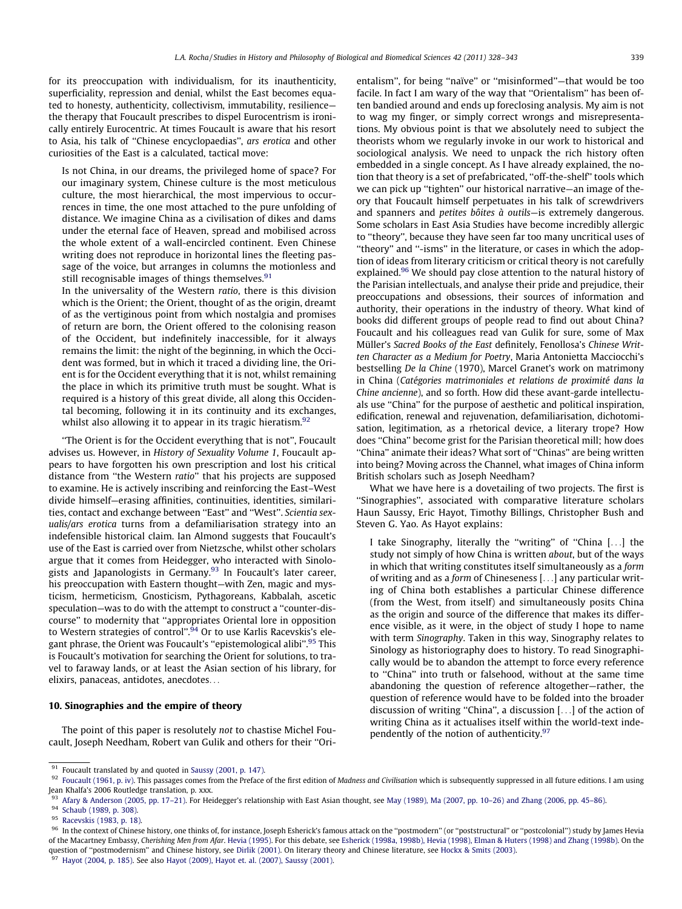for its preoccupation with individualism, for its inauthenticity, superficiality, repression and denial, whilst the East becomes equated to honesty, authenticity, collectivism, immutability, resilience—the therapy that Foucault prescribes to dispel Eurocentrism is ironically entirely Eurocentric. At times Foucault is aware that his resort to Asia, his talk of ''Chinese encyclopaedias'', *ars erotica* and other curiosities of the East is a calculated, tactical move:

> Is not China, in our dreams, the privileged home of space? For our imaginary system, Chinese culture is the most meticulous culture, the most hierarchical, the most impervious to occurrences in time, the one most attached to the pure unfolding of distance. We imagine China as a civilisation of dikes and dams under the eternal face of Heaven, spread and mobilised across the whole extent of a wall-encircled continent. Even Chinese writing does not reproduce in horizontal lines the fleeting passage of the voice, but arranges in columns the motionless and still recognisable images of things themselves.[91]
>
> In the universality of the Western *ratio*, there is this division which is the Orient; the Orient, thought of as the origin, dreamt of as the vertiginous point from which nostalgia and promises of return are born, the Orient offered to the colonising reason of the Occident, but indefinitely inaccessible, for it always remains the limit: the night of the beginning, in which the Occident was formed, but in which it traced a dividing line, the Orient is for the Occident everything that it is not, whilst remaining the place in which its primitive truth must be sought. What is required is a history of this great divide, all along this Occidental becoming, following it in its continuity and its exchanges, whilst also allowing it to appear in its tragic hieratism.[92]

''The Orient is for the Occident everything that is not'', Foucault advises us. However, in *History of Sexuality Volume 1*, Foucault appears to have forgotten his own prescription and lost his critical distance from ''the Western *ratio*'' that his projects are supposed to examine. He is actively inscribing and reinforcing the East–West divide himself—erasing affinities, continuities, identities, similarities, contact and exchange between ''East'' and ''West''. *Scientia sexualis/ars erotica* turns from a defamiliarisation strategy into an indefensible historical claim. Ian Almond suggests that Foucault's use of the East is carried over from Nietzsche, whilst other scholars argue that it comes from Heidegger, who interacted with Sinologists and Japanologists in Germany.[93] In Foucault's later career, his preoccupation with Eastern thought—with Zen, magic and mysticism, hermeticism, Gnosticism, Pythagoreans, Kabbalah, ascetic speculation—was to do with the attempt to construct a ''counter-discourse'' to modernity that ''appropriates Oriental lore in opposition to Western strategies of control''.[94] Or to use Karlis Racevskis's elegant phrase, the Orient was Foucault's ''epistemological alibi''.[95] This is Foucault's motivation for searching the Orient for solutions, to travel to faraway lands, or at least the Asian section of his library, for elixirs, panaceas, antidotes, anecdotes…

## 10. Sinographies and the empire of theory

The point of this paper is resolutely *not* to chastise Michel Foucault, Joseph Needham, Robert van Gulik and others for their ''Orientalism'', for being ''naïve'' or ''misinformed''—that would be too facile. In fact I am wary of the way that ''Orientalism'' has been often bandied around and ends up foreclosing analysis. My aim is not to wag my finger, or simply correct wrongs and misrepresentations. My obvious point is that we absolutely need to subject the theorists whom we regularly invoke in our work to historical and sociological analysis. We need to unpack the rich history often embedded in a single concept. As I have already explained, the notion that theory is a set of prefabricated, ''off-the-shelf'' tools which we can pick up ''tighten'' our historical narrative—an image of theory that Foucault himself perpetuates in his talk of screwdrivers and spanners and *petites bôites à outils*—is extremely dangerous. Some scholars in East Asia Studies have become incredibly allergic to ''theory'', because they have seen far too many uncritical uses of ''theory'' and ''-isms'' in the literature, or cases in which the adoption of ideas from literary criticism or critical theory is not carefully explained.[96] We should pay close attention to the natural history of the Parisian intellectuals, and analyse their pride and prejudice, their preoccupations and obsessions, their sources of information and authority, their operations in the industry of theory. What kind of books did different groups of people read to find out about China? Foucault and his colleagues read van Gulik for sure, some of Max Müller's *Sacred Books of the East* definitely, Fenollosa's *Chinese Written Character as a Medium for Poetry*, Maria Antonietta Macciocchi's bestselling *De la Chine* (1970), Marcel Granet's work on matrimony in China (*Catégories matrimoniales et relations de proximité dans la Chine ancienne*), and so forth. How did these avant-garde intellectuals use ''China'' for the purpose of aesthetic and political inspiration, edification, renewal and rejuvenation, defamiliarisation, dichotomisation, legitimation, as a rhetorical device, a literary trope? How does ''China'' become grist for the Parisian theoretical mill; how does ''China'' animate their ideas? What sort of ''Chinas'' are being written into being? Moving across the Channel, what images of China inform British scholars such as Joseph Needham?

What we have here is a dovetailing of two projects. The first is ''Sinographies'', associated with comparative literature scholars Haun Saussy, Eric Hayot, Timothy Billings, Christopher Bush and Steven G. Yao. As Hayot explains:

> I take Sinography, literally the ''writing'' of ''China […] the study not simply of how China is written *about*, but of the ways in which that writing constitutes itself simultaneously as a *form* of writing and as a *form* of Chineseness […] any particular writing of China both establishes a particular Chinese difference (from the West, from itself) and simultaneously posits China as the origin and source of the difference that makes its difference visible, as it were, in the object of study I hope to name with term *Sinography*. Taken in this way, Sinography relates to Sinology as historiography does to history. To read Sinographically would be to abandon the attempt to force every reference to ''China'' into truth or falsehood, without at the same time abandoning the question of reference altogether—rather, the question of reference would have to be folded into the broader discussion of writing ''China'', a discussion […] of the action of writing China as it actualises itself within the world-text independently of the notion of authenticity.[97]

---

[91] Foucault translated by and quoted in Saussy (2001, p. 147).

[92] Foucault (1961, p. iv). This passages comes from the Preface of the first edition of *Madness and Civilisation* which is subsequently suppressed in all future editions. I am using Jean Khalfa's 2006 Routledge translation, p. xxx.

[93] Afary & Anderson (2005, pp. 17–21). For Heidegger's relationship with East Asian thought, see May (1989), Ma (2007, pp. 10–26) and Zhang (2006, pp. 45–86).

[94] Schaub (1989, p. 308).

[95] Racevskis (1983, p. 18).

[96] In the context of Chinese history, one thinks of, for instance, Joseph Esherick's famous attack on the ''postmodern'' (or ''poststructural'' or ''postcolonial'') study by James Hevia of the Macartney Embassy, *Cherishing Men from Afar*. Hevia (1995). For this debate, see Esherick (1998a, 1998b), Hevia (1998), Elman & Huters (1998) and Zhang (1998b). On the question of ''postmodernism'' and Chinese history, see Dirlik (2001). On literary theory and Chinese literature, see Hockx & Smits (2003).

[97] Hayot (2004, p. 185). See also Hayot (2009), Hayot et. al. (2007), Saussy (2001).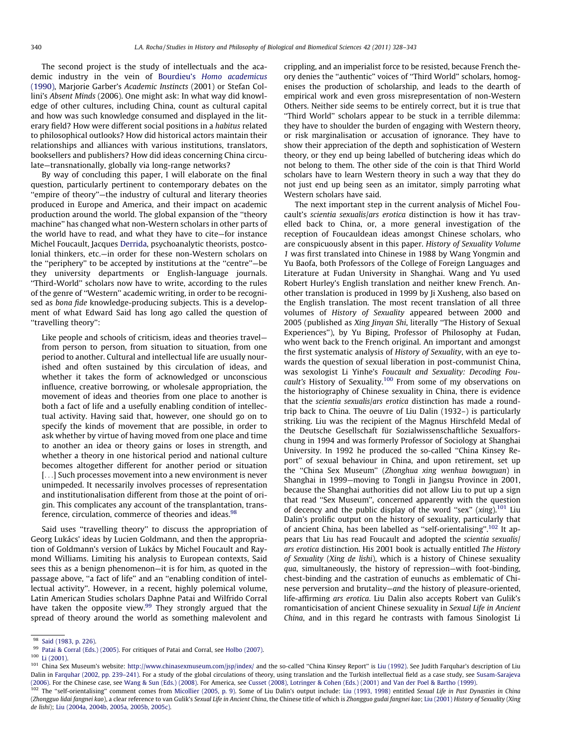The second project is the study of intellectuals and the academic industry in the vein of Bourdieu's *Homo academicus* (1990), Marjorie Garber's *Academic Instincts* (2001) or Stefan Collini's *Absent Minds* (2006). One might ask: In what way did knowledge of other cultures, including China, count as cultural capital and how was such knowledge consumed and displayed in the literary field? How were different social positions in a *habitus* related to philosophical outlooks? How did historical actors maintain their relationships and alliances with various institutions, translators, booksellers and publishers? How did ideas concerning China circulate—transnationally, globally via long-range networks?

By way of concluding this paper, I will elaborate on the final question, particularly pertinent to contemporary debates on the "empire of theory"—the industry of cultural and literary theories produced in Europe and America, and their impact on academic production around the world. The global expansion of the "theory machine" has changed what non-Western scholars in other parts of the world have to read, and what they have to cite—for instance Michel Foucault, Jacques Derrida, psychoanalytic theorists, postcolonial thinkers, etc.—in order for these non-Western scholars on the "periphery" to be accepted by institutions at the "centre"—be they university departments or English-language journals. "Third-World" scholars now have to write, according to the rules of the genre of "Western" academic writing, in order to be recognised as *bona fide* knowledge-producing subjects. This is a development of what Edward Said has long ago called the question of "travelling theory":

> Like people and schools of criticism, ideas and theories travel—from person to person, from situation to situation, from one period to another. Cultural and intellectual life are usually nourished and often sustained by this circulation of ideas, and whether it takes the form of acknowledged or unconscious influence, creative borrowing, or wholesale appropriation, the movement of ideas and theories from one place to another is both a fact of life and a usefully enabling condition of intellectual activity. Having said that, however, one should go on to specify the kinds of movement that are possible, in order to ask whether by virtue of having moved from one place and time to another an idea or theory gains or loses in strength, and whether a theory in one historical period and national culture becomes altogether different for another period or situation [...] Such processes movement into a new environment is never unimpeded. It necessarily involves processes of representation and institutionalisation different from those at the point of origin. This complicates any account of the transplantation, transference, circulation, commerce of theories and ideas.[98]

Said uses "travelling theory" to discuss the appropriation of Georg Lukács' ideas by Lucien Goldmann, and then the appropriation of Goldmann's version of Lukács by Michel Foucault and Raymond Williams. Limiting his analysis to European contexts, Said sees this as a benign phenomenon—it is for him, as quoted in the passage above, "a fact of life" and an "enabling condition of intellectual activity". However, in a recent, highly polemical volume, Latin American Studies scholars Daphne Patai and Wilfrido Corral have taken the opposite view.[99] They strongly argued that the spread of theory around the world as something malevolent and crippling, and an imperialist force to be resisted, because French theory denies the "authentic" voices of "Third World" scholars, homogenises the production of scholarship, and leads to the dearth of empirical work and even gross misrepresentation of non-Western Others. Neither side seems to be entirely correct, but it is true that "Third World" scholars appear to be stuck in a terrible dilemma: they have to shoulder the burden of engaging with Western theory, or risk marginalisation or accusation of ignorance. They have to show their appreciation of the depth and sophistication of Western theory, or they end up being labelled of butchering ideas which do not belong to them. The other side of the coin is that Third World scholars have to learn Western theory in such a way that they do not just end up being seen as an imitator, simply parroting what Western scholars have said.

The next important step in the current analysis of Michel Foucault's *scientia sexualis/ars erotica* distinction is how it has travelled back to China, or, a more general investigation of the reception of Foucauldean ideas amongst Chinese scholars, who are conspicuously absent in this paper. *History of Sexuality Volume 1* was first translated into Chinese in 1988 by Wang Yongmin and Yu Baofa, both Professors of the College of Foreign Languages and Literature at Fudan University in Shanghai. Wang and Yu used Robert Hurley's English translation and neither knew French. Another translation is produced in 1999 by Ji Xusheng, also based on the English translation. The most recent translation of all three volumes of *History of Sexuality* appeared between 2000 and 2005 (published as *Xing Jinyan Shi*, literally "The History of Sexual Experiences"), by Yu Biping, Professor of Philosophy at Fudan, who went back to the French original. An important and amongst the first systematic analysis of *History of Sexuality*, with an eye towards the question of sexual liberation in post-communist China, was sexologist Li Yinhe's *Foucault and Sexuality: Decoding Foucault's* History of Sexuality.[100] From some of my observations on the historiography of Chinese sexuality in China, there is evidence that the *scientia sexualis/ars erotica* distinction has made a round-trip back to China. The oeuvre of Liu Dalin (1932–) is particularly striking. Liu was the recipient of the Magnus Hirschfeld Medal of the Deutsche Gesellschaft für Sozialwissenschaftliche Sexualforschung in 1994 and was formerly Professor of Sociology at Shanghai University. In 1992 he produced the so-called "China Kinsey Report" of sexual behaviour in China, and upon retirement, set up the "China Sex Museum" (*Zhonghua xing wenhua bowuguan*) in Shanghai in 1999—moving to Tongli in Jiangsu Province in 2001, because the Shanghai authorities did not allow Liu to put up a sign that read "Sex Museum", concerned apparently with the question of decency and the public display of the word "sex" (*xing*).[101] Liu Dalin's prolific output on the history of sexuality, particularly that of ancient China, has been labelled as "self-orientalising".[102] It appears that Liu has read Foucault and adopted the *scientia sexualis/ars erotica* distinction. His 2001 book is actually entitled *The History of Sexuality* (*Xing de lishi*), which is a history of Chinese sexuality *qua*, simultaneously, the history of repression—with foot-binding, chest-binding and the castration of eunuchs as emblematic of Chinese perversion and brutality—*and* the history of pleasure-oriented, life-affirming *ars erotica*. Liu Dalin also accepts Robert van Gulik's romanticisation of ancient Chinese sexuality in *Sexual Life in Ancient China*, and in this regard he contrasts with famous Sinologist Li

---

[98] Said (1983, p. 226).

[99] Patai & Corral (Eds.) (2005). For critiques of Patai and Corral, see Holbo (2007).

[100] Li (2001).

[101] China Sex Museum's website: http://www.chinasexmuseum.com/jsp/index/ and the so-called "China Kinsey Report" is Liu (1992). See Judith Farquhar's description of Liu Dalin in Farquhar (2002, pp. 239–241). For a study of the global circulations of theory, using translation and the Turkish intellectual field as a case study, see Susam-Sarajeva (2006). For the Chinese case, see Wang & Sun (Eds.) (2008). For America, see Cusset (2008), Lotringer & Cohen (Eds.) (2001) and Van der Poel & Bartho (1999).

[102] The "self-orientalising" comment comes from Micollier (2005, p. 9). Some of Liu Dalin's output include: Liu (1993, 1998) entitled *Sexual Life in Past Dynasties in China* (*Zhongguo lidai fangnei kao*), a clear reference to van Gulik's *Sexual Life in Ancient China*, the Chinese title of which is *Zhongguo gudai fangnei kao*; Liu (2001) *History of Sexuality* (*Xing de lishi*); Liu (2004a, 2004b, 2005a, 2005b, 2005c).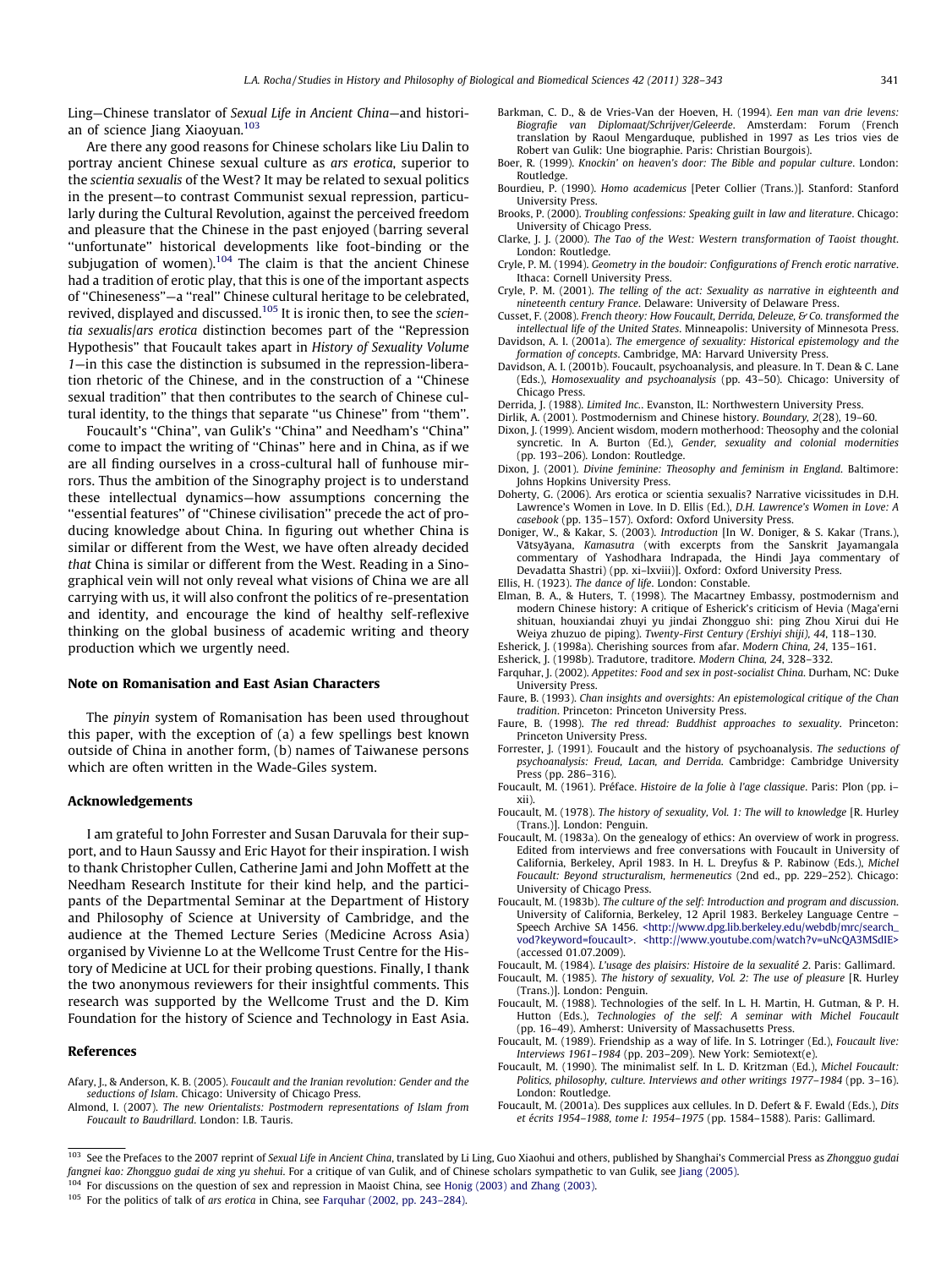Ling—Chinese translator of *Sexual Life in Ancient China*—and historian of science Jiang Xiaoyuan.[103]

Are there any good reasons for Chinese scholars like Liu Dalin to portray ancient Chinese sexual culture as *ars erotica*, superior to the *scientia sexualis* of the West? It may be related to sexual politics in the present—to contrast Communist sexual repression, particularly during the Cultural Revolution, against the perceived freedom and pleasure that the Chinese in the past enjoyed (barring several "unfortunate" historical developments like foot-binding or the subjugation of women).[104] The claim is that the ancient Chinese had a tradition of erotic play, that this is one of the important aspects of "Chineseness"—a "real" Chinese cultural heritage to be celebrated, revived, displayed and discussed.[105] It is ironic then, to see the *scientia sexualis/ars erotica* distinction becomes part of the "Repression Hypothesis" that Foucault takes apart in *History of Sexuality Volume 1*—in this case the distinction is subsumed in the repression-liberation rhetoric of the Chinese, and in the construction of a "Chinese sexual tradition" that then contributes to the search of Chinese cultural identity, to the things that separate "us Chinese" from "them".

Foucault's "China", van Gulik's "China" and Needham's "China" come to impact the writing of "Chinas" here and in China, as if we are all finding ourselves in a cross-cultural hall of funhouse mirrors. Thus the ambition of the Sinography project is to understand these intellectual dynamics—how assumptions concerning the "essential features" of "Chinese civilisation" precede the act of producing knowledge about China. In figuring out whether China is similar or different from the West, we have often already decided *that* China is similar or different from the West. Reading in a Sinographical vein will not only reveal what visions of China we are all carrying with us, it will also confront the politics of re-presentation and identity, and encourage the kind of healthy self-reflexive thinking on the global business of academic writing and theory production which we urgently need.

## Note on Romanisation and East Asian Characters

The *pinyin* system of Romanisation has been used throughout this paper, with the exception of (a) a few spellings best known outside of China in another form, (b) names of Taiwanese persons which are often written in the Wade-Giles system.

## Acknowledgements

I am grateful to John Forrester and Susan Daruvala for their support, and to Haun Saussy and Eric Hayot for their inspiration. I wish to thank Christopher Cullen, Catherine Jami and John Moffett at the Needham Research Institute for their kind help, and the participants of the Departmental Seminar at the Department of History and Philosophy of Science at University of Cambridge, and the audience at the Themed Lecture Series (Medicine Across Asia) organised by Vivienne Lo at the Wellcome Trust Centre for the History of Medicine at UCL for their probing questions. Finally, I thank the two anonymous reviewers for their insightful comments. This research was supported by the Wellcome Trust and the D. Kim Foundation for the history of Science and Technology in East Asia.

## References

Afary, J., & Anderson, K. B. (2005). *Foucault and the Iranian revolution: Gender and the seductions of Islam*. Chicago: University of Chicago Press.

Almond, I. (2007). *The new Orientalists: Postmodern representations of Islam from Foucault to Baudrillard*. London: I.B. Tauris.

Barkman, C. D., & de Vries-Van der Hoeven, H. (1994). *Een man van drie levens: Biografie van Diplomaat/Schrijver/Geleerde*. Amsterdam: Forum (French translation by Raoul Mengarduque, published in 1997 as Les trios vies de Robert van Gulik: Une biographie. Paris: Christian Bourgois).

Boer, R. (1999). *Knockin' on heaven's door: The Bible and popular culture*. London: Routledge.

Bourdieu, P. (1990). *Homo academicus* [Peter Collier (Trans.)]. Stanford: Stanford University Press.

Brooks, P. (2000). *Troubling confessions: Speaking guilt in law and literature*. Chicago: University of Chicago Press.

Clarke, J. J. (2000). *The Tao of the West: Western transformation of Taoist thought*. London: Routledge.

Cryle, P. M. (1994). *Geometry in the boudoir: Configurations of French erotic narrative*. Ithaca: Cornell University Press.

Cryle, P. M. (2001). *The telling of the act: Sexuality as narrative in eighteenth and nineteenth century France*. Delaware: University of Delaware Press.

Cusset, F. (2008). *French theory: How Foucault, Derrida, Deleuze, & Co. transformed the intellectual life of the United States*. Minneapolis: University of Minnesota Press.

Davidson, A. I. (2001a). *The emergence of sexuality: Historical epistemology and the formation of concepts*. Cambridge, MA: Harvard University Press.

Davidson, A. I. (2001b). Foucault, psychoanalysis, and pleasure. In T. Dean & C. Lane (Eds.), *Homosexuality and psychoanalysis* (pp. 43–50). Chicago: University of Chicago Press.

Derrida, J. (1988). *Limited Inc.*. Evanston, IL: Northwestern University Press.

Dirlik, A. (2001). Postmodernism and Chinese history. *Boundary, 2*(28), 19–60.

Dixon, J. (1999). Ancient wisdom, modern motherhood: Theosophy and the colonial syncretic. In A. Burton (Ed.), *Gender, sexuality and colonial modernities* (pp. 193–206). London: Routledge.

Dixon, J. (2001). *Divine feminine: Theosophy and feminism in England*. Baltimore: Johns Hopkins University Press.

Doherty, G. (2006). Ars erotica or scientia sexualis? Narrative vicissitudes in D.H. Lawrence's Women in Love. In D. Ellis (Ed.), *D.H. Lawrence's Women in Love: A casebook* (pp. 135–157). Oxford: Oxford University Press.

Doniger, W., & Kakar, S. (2003). *Introduction* [In W. Doniger, & S. Kakar (Trans.), Vātsyāyana, *Kamasutra* (with excerpts from the Sanskrit Jayamangala commentary of Yashodhara Indrapada, the Hindi Jaya commentary of Devadatta Shastri) (pp. xi–lxviii)]. Oxford: Oxford University Press.

Ellis, H. (1923). *The dance of life*. London: Constable.

Elman, B. A., & Huters, T. (1998). The Macartney Embassy, postmodernism and modern Chinese history: A critique of Esherick's criticism of Hevia (Maga'erni shituan, houxiandai zhuyi yu jindai Zhongguo shi: ping Zhou Xirui dui He Weiya zhuzuo de piping). *Twenty-First Century (Ershiyi shiji), 44*, 118–130.

Esherick, J. (1998a). Cherishing sources from afar. *Modern China, 24*, 135–161.

Esherick, J. (1998b). Tradutore, traditore. *Modern China, 24*, 328–332.

Farquhar, J. (2002). *Appetites: Food and sex in post-socialist China*. Durham, NC: Duke University Press.

Faure, B. (1993). *Chan insights and oversights: An epistemological critique of the Chan tradition*. Princeton: Princeton University Press.

Faure, B. (1998). *The red thread: Buddhist approaches to sexuality*. Princeton: Princeton University Press.

Forrester, J. (1991). Foucault and the history of psychoanalysis. *The seductions of psychoanalysis: Freud, Lacan, and Derrida*. Cambridge: Cambridge University Press (pp. 286–316).

Foucault, M. (1961). Préface. *Histoire de la folie à l'age classique*. Paris: Plon (pp. i–xii).

Foucault, M. (1978). *The history of sexuality, Vol. 1: The will to knowledge* [R. Hurley (Trans.)]. London: Penguin.

Foucault, M. (1983a). On the genealogy of ethics: An overview of work in progress. Edited from interviews and free conversations with Foucault in University of California, Berkeley, April 1983. In H. L. Dreyfus & P. Rabinow (Eds.), *Michel Foucault: Beyond structuralism, hermeneutics* (2nd ed., pp. 229–252). Chicago: University of Chicago Press.

Foucault, M. (1983b). *The culture of the self: Introduction and program and discussion*. University of California, Berkeley, 12 April 1983. Berkeley Language Centre – Speech Archive SA 1456. <http://www.dpg.lib.berkeley.edu/webdb/mrc/search_vod?keyword=foucault>. <http://www.youtube.com/watch?v=uNcQA3MSdIE> (accessed 01.07.2009).

Foucault, M. (1984). *L'usage des plaisirs: Histoire de la sexualité 2*. Paris: Gallimard.

Foucault, M. (1985). *The history of sexuality, Vol. 2: The use of pleasure* [R. Hurley (Trans.)]. London: Penguin.

Foucault, M. (1988). Technologies of the self. In L. H. Martin, H. Gutman, & P. H. Hutton (Eds.), *Technologies of the self: A seminar with Michel Foucault* (pp. 16–49). Amherst: University of Massachusetts Press.

Foucault, M. (1989). Friendship as a way of life. In S. Lotringer (Ed.), *Foucault live: Interviews 1961–1984* (pp. 203–209). New York: Semiotext(e).

Foucault, M. (1990). The minimalist self. In L. D. Kritzman (Ed.), *Michel Foucault: Politics, philosophy, culture. Interviews and other writings 1977–1984* (pp. 3–16). London: Routledge.

Foucault, M. (2001a). Des supplices aux cellules. In D. Defert & F. Ewald (Eds.), *Dits et écrits 1954–1988, tome I: 1954–1975* (pp. 1584–1588). Paris: Gallimard.

---

[103] See the Prefaces to the 2007 reprint of *Sexual Life in Ancient China*, translated by Li Ling, Guo Xiaohui and others, published by Shanghai's Commercial Press as *Zhongguo gudai fangnei kao: Zhongguo gudai de xing yu shehui*. For a critique of van Gulik, and of Chinese scholars sympathetic to van Gulik, see Jiang (2005).

[104] For discussions on the question of sex and repression in Maoist China, see Honig (2003) and Zhang (2003).

[105] For the politics of talk of *ars erotica* in China, see Farquhar (2002, pp. 243–284).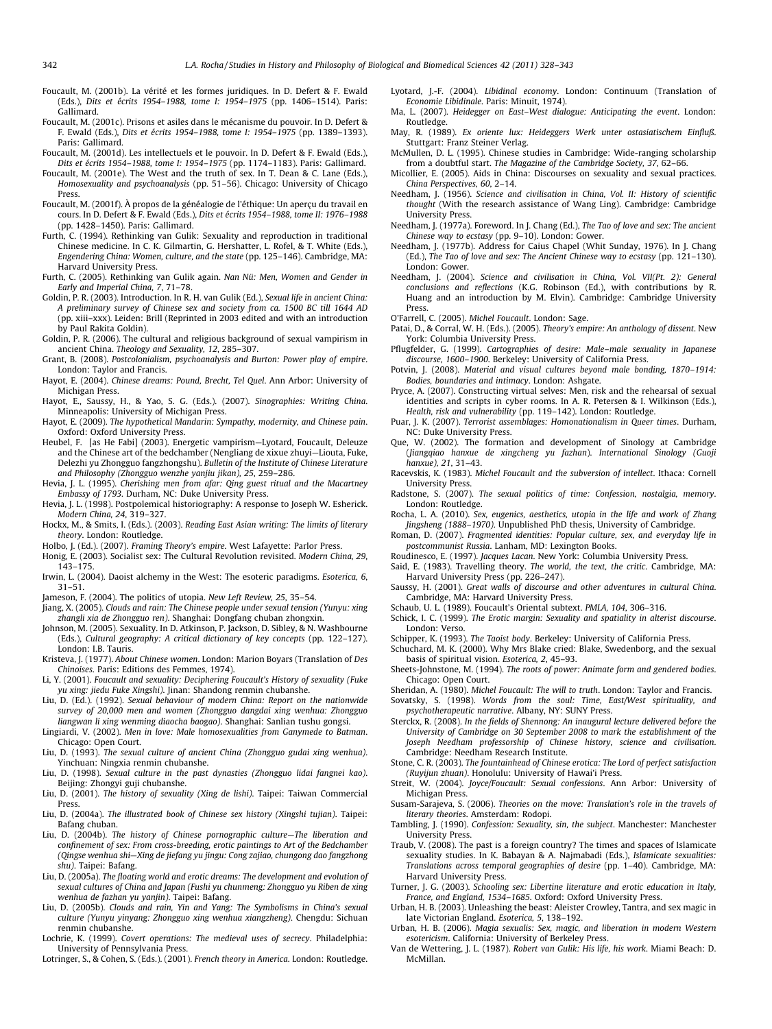Foucault, M. (2001b). La vérité et les formes juridiques. In D. Defert & F. Ewald (Eds.), *Dits et écrits 1954–1988, tome I: 1954–1975* (pp. 1406–1514). Paris: Gallimard.

Foucault, M. (2001c). Prisons et asiles dans le mécanisme du pouvoir. In D. Defert & F. Ewald (Eds.), *Dits et écrits 1954–1988, tome I: 1954–1975* (pp. 1389–1393). Paris: Gallimard.

Foucault, M. (2001d). Les intellectuels et le pouvoir. In D. Defert & F. Ewald (Eds.), *Dits et écrits 1954–1988, tome I: 1954–1975* (pp. 1174–1183). Paris: Gallimard.

Foucault, M. (2001e). The West and the truth of sex. In T. Dean & C. Lane (Eds.), *Homosexuality and psychoanalysis* (pp. 51–56). Chicago: University of Chicago Press.

Foucault, M. (2001f). À propos de la généalogie de l'éthique: Un aperçu du travail en cours. In D. Defert & F. Ewald (Eds.), *Dits et écrits 1954–1988, tome II: 1976–1988* (pp. 1428–1450). Paris: Gallimard.

Furth, C. (1994). Rethinking van Gulik: Sexuality and reproduction in traditional Chinese medicine. In C. K. Gilmartin, G. Hershatter, L. Rofel, & T. White (Eds.), *Engendering China: Women, culture, and the state* (pp. 125–146). Cambridge, MA: Harvard University Press.

Furth, C. (2005). Rethinking van Gulik again. *Nan Nü: Men, Women and Gender in Early and Imperial China, 7*, 71–78.

Goldin, P. R. (2003). Introduction. In R. H. van Gulik (Ed.), *Sexual life in ancient China: A preliminary survey of Chinese sex and society from ca. 1500 BC till 1644 AD* (pp. xiii–xxx). Leiden: Brill (Reprinted in 2003 edited and with an introduction by Paul Rakita Goldin).

Goldin, P. R. (2006). The cultural and religious background of sexual vampirism in ancient China. *Theology and Sexuality, 12*, 285–307.

Grant, B. (2008). *Postcolonialism, psychoanalysis and Burton: Power play of empire*. London: Taylor and Francis.

Hayot, E. (2004). *Chinese dreams: Pound, Brecht, Tel Quel*. Ann Arbor: University of Michigan Press.

Hayot, E., Saussy, H., & Yao, S. G. (Eds.). (2007). *Sinographies: Writing China*. Minneapolis: University of Michigan Press.

Hayot, E. (2009). *The hypothetical Mandarin: Sympathy, modernity, and Chinese pain*. Oxford: Oxford University Press.

Heubel, F. [as He Fabi] (2003). Energetic vampirism—Lyotard, Foucault, Deleuze and the Chinese art of the bedchamber (Nengliang de xixue zhuyi—Liouta, Fuke, Delezhi yu Zhongguo fangzhongshu). *Bulletin of the Institute of Chinese Literature and Philosophy (Zhongguo wenzhe yanjiu jikan), 25*, 259–286.

Hevia, J. L. (1995). *Cherishing men from afar: Qing guest ritual and the Macartney Embassy of 1793*. Durham, NC: Duke University Press.

Hevia, J. L. (1998). Postpolemical historiography: A response to Joseph W. Esherick. *Modern China, 24*, 319–327.

Hockx, M., & Smits, I. (Eds.). (2003). *Reading East Asian writing: The limits of literary theory*. London: Routledge.

Holbo, J. (Ed.). (2007). *Framing Theory's empire*. West Lafayette: Parlor Press.

Honig, E. (2003). Socialist sex: The Cultural Revolution revisited. *Modern China, 29*, 143–175.

Irwin, L. (2004). Daoist alchemy in the West: The esoteric paradigms. *Esoterica, 6*, 31–51.

Jameson, F. (2004). The politics of utopia. *New Left Review, 25*, 35–54.

Jiang, X. (2005). *Clouds and rain: The Chinese people under sexual tension (Yunyu: xing zhangli xia de Zhongguo ren)*. Shanghai: Dongfang chuban zhongxin.

Johnson, M. (2005). Sexuality. In D. Atkinson, P. Jackson, D. Sibley, & N. Washbourne (Eds.), *Cultural geography: A critical dictionary of key concepts* (pp. 122–127). London: I.B. Tauris.

Kristeva, J. (1977). *About Chinese women*. London: Marion Boyars (Translation of *Des Chinoises*. Paris: Editions des Femmes, 1974).

Li, Y. (2001). *Foucault and sexuality: Deciphering Foucault's History of sexuality (Fuke yu xing: jiedu Fuke Xingshi)*. Jinan: Shandong renmin chubanshe.

Liu, D. (Ed.). (1992). *Sexual behaviour of modern China: Report on the nationwide survey of 20,000 men and women (Zhongguo dangdai xing wenhua: Zhongguo liangwan li xing wenming diaocha baogao)*. Shanghai: Sanlian tushu gongsi.

Lingiardi, V. (2002). *Men in love: Male homosexualities from Ganymede to Batman*. Chicago: Open Court.

Liu, D. (1993). *The sexual culture of ancient China (Zhongguo gudai xing wenhua)*. Yinchuan: Ningxia renmin chubanshe.

Liu, D. (1998). *Sexual culture in the past dynasties (Zhongguo lidai fangnei kao)*. Beijing: Zhongyi guji chubanshe.

Liu, D. (2001). *The history of sexuality (Xing de lishi)*. Taipei: Taiwan Commercial Press.

Liu, D. (2004a). *The illustrated book of Chinese sex history (Xingshi tujian)*. Taipei: Bafang chuban.

Liu, D. (2004b). *The history of Chinese pornographic culture—The liberation and confinement of sex: From cross-breeding, erotic paintings to Art of the Bedchamber (Qingse wenhua shi—Xing de jiefang yu jingu: Cong zajiao, chungong dao fangzhong shu)*. Taipei: Bafang.

Liu, D. (2005a). *The floating world and erotic dreams: The development and evolution of sexual cultures of China and Japan (Fushi yu chunmeng: Zhongguo yu Riben de xing wenhua de fazhan yu yanjin)*. Taipei: Bafang.

Liu, D. (2005b). *Clouds and rain, Yin and Yang: The Symbolisms in China's sexual culture (Yunyu yinyang: Zhongguo xing wenhua xiangzheng)*. Chengdu: Sichuan renmin chubanshe.

Lochrie, K. (1999). *Covert operations: The medieval uses of secrecy*. Philadelphia: University of Pennsylvania Press.

Lotringer, S., & Cohen, S. (Eds.). (2001). *French theory in America*. London: Routledge.

Lyotard, J.-F. (2004). *Libidinal economy*. London: Continuum (Translation of *Economie Libidinale*. Paris: Minuit, 1974).

Ma, L. (2007). *Heidegger on East–West dialogue: Anticipating the event*. London: Routledge.

May, R. (1989). *Ex oriente lux: Heideggers Werk unter ostasiatischem Einfluß*. Stuttgart: Franz Steiner Verlag.

McMullen, D. L. (1995). Chinese studies in Cambridge: Wide-ranging scholarship from a doubtful start. *The Magazine of the Cambridge Society, 37*, 62–66.

Micollier, E. (2005). Aids in China: Discourses on sexuality and sexual practices. *China Perspectives, 60*, 2–14.

Needham, J. (1956). *Science and civilisation in China, Vol. II: History of scientific thought* (With the research assistance of Wang Ling). Cambridge: Cambridge University Press.

Needham, J. (1977a). Foreword. In J. Chang (Ed.), *The Tao of love and sex: The ancient Chinese way to ecstasy* (pp. 9–10). London: Gower.

Needham, J. (1977b). Address for Caius Chapel (Whit Sunday, 1976). In J. Chang (Ed.), *The Tao of love and sex: The Ancient Chinese way to ecstasy* (pp. 121–130). London: Gower.

Needham, J. (2004). *Science and civilisation in China, Vol. VII(Pt. 2): General conclusions and reflections* (K.G. Robinson (Ed.), with contributions by R. Huang and an introduction by M. Elvin). Cambridge: Cambridge University Press.

O'Farrell, C. (2005). *Michel Foucault*. London: Sage.

Patai, D., & Corral, W. H. (Eds.). (2005). *Theory's empire: An anthology of dissent*. New York: Columbia University Press.

Pflugfelder, G. (1999). *Cartographies of desire: Male–male sexuality in Japanese discourse, 1600–1900*. Berkeley: University of California Press.

Potvin, J. (2008). *Material and visual cultures beyond male bonding, 1870–1914: Bodies, boundaries and intimacy*. London: Ashgate.

Pryce, A. (2007). Constructing virtual selves: Men, risk and the rehearsal of sexual identities and scripts in cyber rooms. In A. R. Petersen & I. Wilkinson (Eds.), *Health, risk and vulnerability* (pp. 119–142). London: Routledge.

Puar, J. K. (2007). *Terrorist assemblages: Homonationalism in Queer times*. Durham, NC: Duke University Press.

Que, W. (2002). The formation and development of Sinology at Cambridge (*Jiangqiao hanxue de xingcheng yu fazhan*). *International Sinology (Guoji hanxue), 21*, 31–43.

Racevskis, K. (1983). *Michel Foucault and the subversion of intellect*. Ithaca: Cornell University Press.

Radstone, S. (2007). *The sexual politics of time: Confession, nostalgia, memory*. London: Routledge.

Rocha, L. A. (2010). *Sex, eugenics, aesthetics, utopia in the life and work of Zhang Jingsheng (1888–1970)*. Unpublished PhD thesis, University of Cambridge.

Roman, D. (2007). *Fragmented identities: Popular culture, sex, and everyday life in postcommunist Russia*. Lanham, MD: Lexington Books.

Roudinesco, E. (1997). *Jacques Lacan*. New York: Columbia University Press.

Said, E. (1983). Travelling theory. *The world, the text, the critic*. Cambridge, MA: Harvard University Press (pp. 226–247).

Saussy, H. (2001). *Great walls of discourse and other adventures in cultural China*. Cambridge, MA: Harvard University Press.

Schaub, U. L. (1989). Foucault's Oriental subtext. *PMLA, 104*, 306–316.

Schick, I. C. (1999). *The Erotic margin: Sexuality and spatiality in alterist discourse*. London: Verso.

Schipper, K. (1993). *The Taoist body*. Berkeley: University of California Press.

Schuchard, M. K. (2000). Why Mrs Blake cried: Blake, Swedenborg, and the sexual basis of spiritual vision. *Esoterica, 2*, 45–93.

Sheets-Johnstone, M. (1994). *The roots of power: Animate form and gendered bodies*. Chicago: Open Court.

Sheridan, A. (1980). *Michel Foucault: The will to truth*. London: Taylor and Francis.

Sovatsky, S. (1998). *Words from the soul: Time, East/West spirituality, and psychotherapeutic narrative*. Albany, NY: SUNY Press.

Sterckx, R. (2008). *In the fields of Shennong: An inaugural lecture delivered before the University of Cambridge on 30 September 2008 to mark the establishment of the Joseph Needham professorship of Chinese history, science and civilisation*. Cambridge: Needham Research Institute.

Stone, C. R. (2003). *The fountainhead of Chinese erotica: The Lord of perfect satisfaction (Ruyijun zhuan)*. Honolulu: University of Hawai'i Press.

Streit, W. (2004). *Joyce/Foucault: Sexual confessions*. Ann Arbor: University of Michigan Press.

Susam-Sarajeva, S. (2006). *Theories on the move: Translation's role in the travels of literary theories*. Amsterdam: Rodopi.

Tambling, J. (1990). *Confession: Sexuality, sin, the subject*. Manchester: Manchester University Press.

Traub, V. (2008). The past is a foreign country? The times and spaces of Islamicate sexuality studies. In K. Babayan & A. Najmabadi (Eds.), *Islamicate sexualities: Translations across temporal geographies of desire* (pp. 1–40). Cambridge, MA: Harvard University Press.

Turner, J. G. (2003). *Schooling sex: Libertine literature and erotic education in Italy, France, and England, 1534–1685*. Oxford: Oxford University Press.

Urban, H. B. (2003). Unleashing the beast: Aleister Crowley, Tantra, and sex magic in late Victorian England. *Esoterica, 5*, 138–192.

Urban, H. B. (2006). *Magia sexualis: Sex, magic, and liberation in modern Western esotericism*. California: University of Berkeley Press.

Van de Wettering, J. L. (1987). *Robert van Gulik: His life, his work*. Miami Beach: D. McMillan.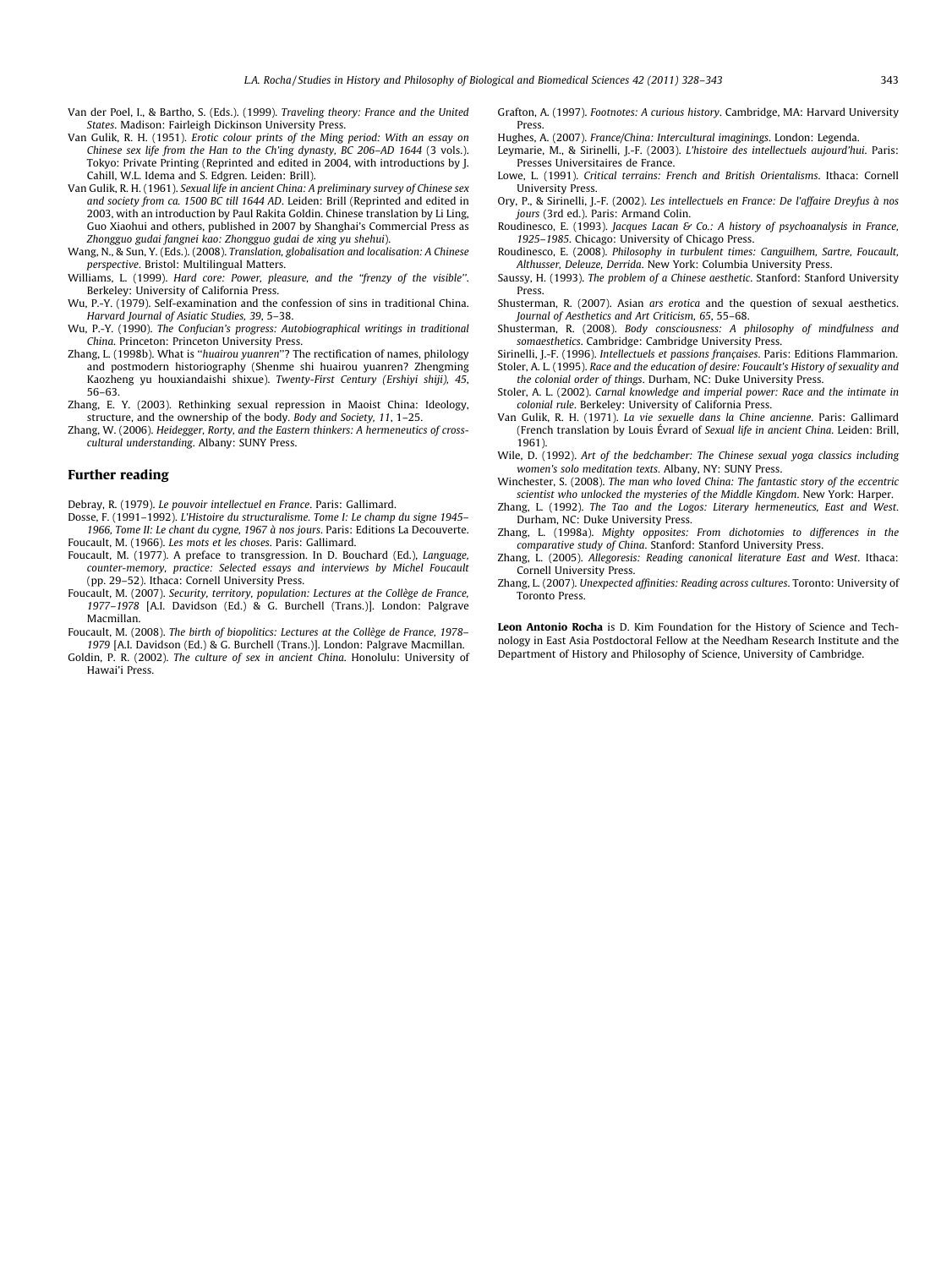Van der Poel, I., & Bartho, S. (Eds.). (1999). *Traveling theory: France and the United States*. Madison: Fairleigh Dickinson University Press.

Van Gulik, R. H. (1951). *Erotic colour prints of the Ming period: With an essay on Chinese sex life from the Han to the Ch'ing dynasty, BC 206–AD 1644* (3 vols.). Tokyo: Private Printing (Reprinted and edited in 2004, with introductions by J. Cahill, W.L. Idema and S. Edgren. Leiden: Brill).

Van Gulik, R. H. (1961). *Sexual life in ancient China: A preliminary survey of Chinese sex and society from ca. 1500 BC till 1644 AD*. Leiden: Brill (Reprinted and edited in 2003, with an introduction by Paul Rakita Goldin. Chinese translation by Li Ling, Guo Xiaohui and others, published in 2007 by Shanghai's Commercial Press as *Zhongguo gudai fangnei kao: Zhongguo gudai de xing yu shehui*).

Wang, N., & Sun, Y. (Eds.). (2008). *Translation, globalisation and localisation: A Chinese perspective*. Bristol: Multilingual Matters.

Williams, L. (1999). *Hard core: Power, pleasure, and the "frenzy of the visible"*. Berkeley: University of California Press.

Wu, P.-Y. (1979). Self-examination and the confession of sins in traditional China. *Harvard Journal of Asiatic Studies, 39*, 5–38.

Wu, P.-Y. (1990). *The Confucian's progress: Autobiographical writings in traditional China*. Princeton: Princeton University Press.

Zhang, L. (1998b). What is "*huairou yuanren*"? The rectification of names, philology and postmodern historiography (Shenme shi huairou yuanren? Zhengming Kaozheng yu houxiandaishi shixue). *Twenty-First Century (Ershiyi shiji), 45*, 56–63.

Zhang, E. Y. (2003). Rethinking sexual repression in Maoist China: Ideology, structure, and the ownership of the body. *Body and Society, 11*, 1–25.

Zhang, W. (2006). *Heidegger, Rorty, and the Eastern thinkers: A hermeneutics of cross-cultural understanding*. Albany: SUNY Press.

## Further reading

Debray, R. (1979). *Le pouvoir intellectuel en France*. Paris: Gallimard.

Dosse, F. (1991–1992). *L'Histoire du structuralisme. Tome I: Le champ du signe 1945–1966, Tome II: Le chant du cygne, 1967 à nos jours*. Paris: Editions La Decouverte.

Foucault, M. (1966). *Les mots et les choses*. Paris: Gallimard.

Foucault, M. (1977). A preface to transgression. In D. Bouchard (Ed.), *Language, counter-memory, practice: Selected essays and interviews by Michel Foucault* (pp. 29–52). Ithaca: Cornell University Press.

Foucault, M. (2007). *Security, territory, population: Lectures at the Collège de France, 1977–1978* [A.I. Davidson (Ed.) & G. Burchell (Trans.)]. London: Palgrave Macmillan.

Foucault, M. (2008). *The birth of biopolitics: Lectures at the Collège de France, 1978–1979* [A.I. Davidson (Ed.) & G. Burchell (Trans.)]. London: Palgrave Macmillan.

Goldin, P. R. (2002). *The culture of sex in ancient China*. Honolulu: University of Hawai'i Press.

Grafton, A. (1997). *Footnotes: A curious history*. Cambridge, MA: Harvard University Press.

Hughes, A. (2007). *France/China: Intercultural imaginings*. London: Legenda.

Leymarie, M., & Sirinelli, J.-F. (2003). *L'histoire des intellectuels aujourd'hui*. Paris: Presses Universitaires de France.

Lowe, L. (1991). *Critical terrains: French and British Orientalisms*. Ithaca: Cornell University Press.

Ory, P., & Sirinelli, J.-F. (2002). *Les intellectuels en France: De l'affaire Dreyfus à nos jours* (3rd ed.). Paris: Armand Colin.

Roudinesco, E. (1993). *Jacques Lacan & Co.: A history of psychoanalysis in France, 1925–1985*. Chicago: University of Chicago Press.

Roudinesco, E. (2008). *Philosophy in turbulent times: Canguilhem, Sartre, Foucault, Althusser, Deleuze, Derrida*. New York: Columbia University Press.

Saussy, H. (1993). *The problem of a Chinese aesthetic*. Stanford: Stanford University Press.

Shusterman, R. (2007). Asian *ars erotica* and the question of sexual aesthetics. *Journal of Aesthetics and Art Criticism, 65*, 55–68.

Shusterman, R. (2008). *Body consciousness: A philosophy of mindfulness and somaesthetics*. Cambridge: Cambridge University Press.

Sirinelli, J.-F. (1996). *Intellectuels et passions françaises*. Paris: Editions Flammarion.

Stoler, A. L. (1995). *Race and the education of desire: Foucault's History of sexuality and the colonial order of things*. Durham, NC: Duke University Press.

Stoler, A. L. (2002). *Carnal knowledge and imperial power: Race and the intimate in colonial rule*. Berkeley: University of California Press.

Van Gulik, R. H. (1971). *La vie sexuelle dans la Chine ancienne*. Paris: Gallimard (French translation by Louis Évrard of *Sexual life in ancient China*. Leiden: Brill, 1961).

Wile, D. (1992). *Art of the bedchamber: The Chinese sexual yoga classics including women's solo meditation texts*. Albany, NY: SUNY Press.

Winchester, S. (2008). *The man who loved China: The fantastic story of the eccentric scientist who unlocked the mysteries of the Middle Kingdom*. New York: Harper.

Zhang, L. (1992). *The Tao and the Logos: Literary hermeneutics, East and West*. Durham, NC: Duke University Press.

Zhang, L. (1998a). *Mighty opposites: From dichotomies to differences in the comparative study of China*. Stanford: Stanford University Press.

Zhang, L. (2005). *Allegoresis: Reading canonical literature East and West*. Ithaca: Cornell University Press.

Zhang, L. (2007). *Unexpected affinities: Reading across cultures*. Toronto: University of Toronto Press.

**Leon Antonio Rocha** is D. Kim Foundation for the History of Science and Technology in East Asia Postdoctoral Fellow at the Needham Research Institute and the Department of History and Philosophy of Science, University of Cambridge.